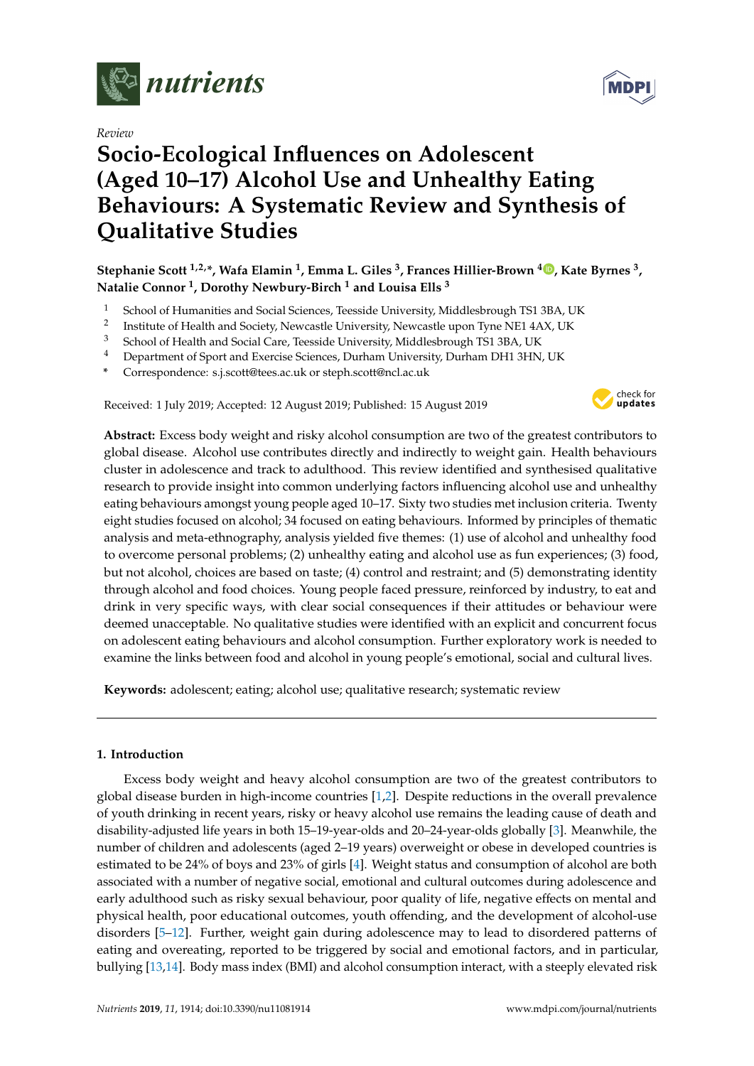*Review*

# Socio-Ecological Influences on Adolescent (Aged 10–17) Alcohol Use and Unhealthy Eating Behaviours: A Systematic Review and Synthesis of Qualitative Studies

**Stephanie Scott [1,2,*], Wafa Elamin [1], Emma L. Giles [3], Frances Hillier-Brown [4], Kate Byrnes [3], Natalie Connor [1], Dorothy Newbury-Birch [1] and Louisa Ells [3]**

[1] School of Humanities and Social Sciences, Teesside University, Middlesbrough TS1 3BA, UK
[2] Institute of Health and Society, Newcastle University, Newcastle upon Tyne NE1 4AX, UK
[3] School of Health and Social Care, Teesside University, Middlesbrough TS1 3BA, UK
[4] Department of Sport and Exercise Sciences, Durham University, Durham DH1 3HN, UK
[*] Correspondence: s.j.scott@tees.ac.uk or steph.scott@ncl.ac.uk

Received: 1 July 2019; Accepted: 12 August 2019; Published: 15 August 2019

**Abstract:** Excess body weight and risky alcohol consumption are two of the greatest contributors to global disease. Alcohol use contributes directly and indirectly to weight gain. Health behaviours cluster in adolescence and track to adulthood. This review identified and synthesised qualitative research to provide insight into common underlying factors influencing alcohol use and unhealthy eating behaviours amongst young people aged 10–17. Sixty two studies met inclusion criteria. Twenty eight studies focused on alcohol; 34 focused on eating behaviours. Informed by principles of thematic analysis and meta-ethnography, analysis yielded five themes: (1) use of alcohol and unhealthy food to overcome personal problems; (2) unhealthy eating and alcohol use as fun experiences; (3) food, but not alcohol, choices are based on taste; (4) control and restraint; and (5) demonstrating identity through alcohol and food choices. Young people faced pressure, reinforced by industry, to eat and drink in very specific ways, with clear social consequences if their attitudes or behaviour were deemed unacceptable. No qualitative studies were identified with an explicit and concurrent focus on adolescent eating behaviours and alcohol consumption. Further exploratory work is needed to examine the links between food and alcohol in young people's emotional, social and cultural lives.

**Keywords:** adolescent; eating; alcohol use; qualitative research; systematic review

## 1. Introduction

Excess body weight and heavy alcohol consumption are two of the greatest contributors to global disease burden in high-income countries [1,2]. Despite reductions in the overall prevalence of youth drinking in recent years, risky or heavy alcohol use remains the leading cause of death and disability-adjusted life years in both 15–19-year-olds and 20–24-year-olds globally [3]. Meanwhile, the number of children and adolescents (aged 2–19 years) overweight or obese in developed countries is estimated to be 24% of boys and 23% of girls [4]. Weight status and consumption of alcohol are both associated with a number of negative social, emotional and cultural outcomes during adolescence and early adulthood such as risky sexual behaviour, poor quality of life, negative effects on mental and physical health, poor educational outcomes, youth offending, and the development of alcohol-use disorders [5–12]. Further, weight gain during adolescence may to lead to disordered patterns of eating and overeating, reported to be triggered by social and emotional factors, and in particular, bullying [13,14]. Body mass index (BMI) and alcohol consumption interact, with a steeply elevated risk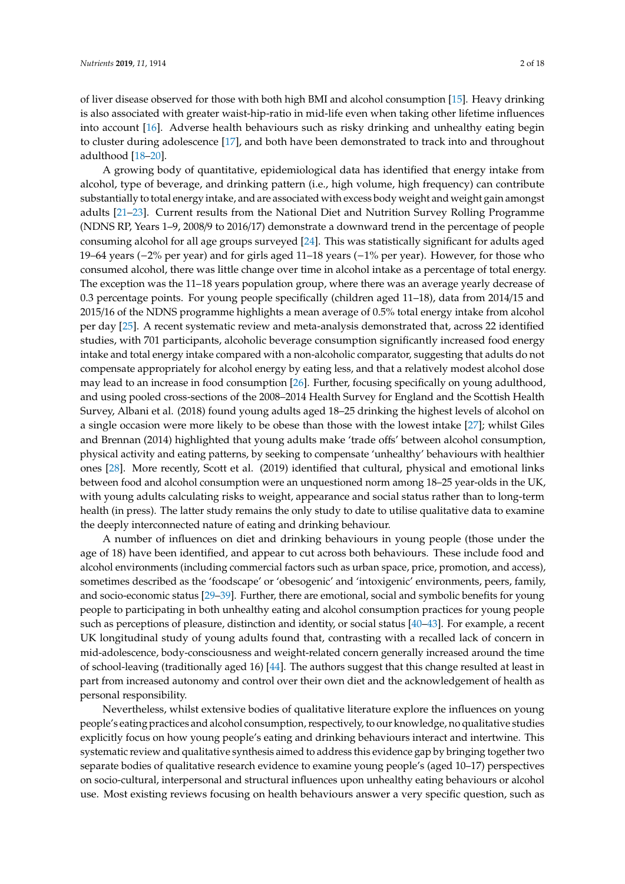of liver disease observed for those with both high BMI and alcohol consumption [15]. Heavy drinking is also associated with greater waist-hip-ratio in mid-life even when taking other lifetime influences into account [16]. Adverse health behaviours such as risky drinking and unhealthy eating begin to cluster during adolescence [17], and both have been demonstrated to track into and throughout adulthood [18–20].

A growing body of quantitative, epidemiological data has identified that energy intake from alcohol, type of beverage, and drinking pattern (i.e., high volume, high frequency) can contribute substantially to total energy intake, and are associated with excess body weight and weight gain amongst adults [21–23]. Current results from the National Diet and Nutrition Survey Rolling Programme (NDNS RP, Years 1–9, 2008/9 to 2016/17) demonstrate a downward trend in the percentage of people consuming alcohol for all age groups surveyed [24]. This was statistically significant for adults aged 19–64 years (−2% per year) and for girls aged 11–18 years (−1% per year). However, for those who consumed alcohol, there was little change over time in alcohol intake as a percentage of total energy. The exception was the 11–18 years population group, where there was an average yearly decrease of 0.3 percentage points. For young people specifically (children aged 11–18), data from 2014/15 and 2015/16 of the NDNS programme highlights a mean average of 0.5% total energy intake from alcohol per day [25]. A recent systematic review and meta-analysis demonstrated that, across 22 identified studies, with 701 participants, alcoholic beverage consumption significantly increased food energy intake and total energy intake compared with a non-alcoholic comparator, suggesting that adults do not compensate appropriately for alcohol energy by eating less, and that a relatively modest alcohol dose may lead to an increase in food consumption [26]. Further, focusing specifically on young adulthood, and using pooled cross-sections of the 2008–2014 Health Survey for England and the Scottish Health Survey, Albani et al. (2018) found young adults aged 18–25 drinking the highest levels of alcohol on a single occasion were more likely to be obese than those with the lowest intake [27]; whilst Giles and Brennan (2014) highlighted that young adults make 'trade offs' between alcohol consumption, physical activity and eating patterns, by seeking to compensate 'unhealthy' behaviours with healthier ones [28]. More recently, Scott et al. (2019) identified that cultural, physical and emotional links between food and alcohol consumption were an unquestioned norm among 18–25 year-olds in the UK, with young adults calculating risks to weight, appearance and social status rather than to long-term health (in press). The latter study remains the only study to date to utilise qualitative data to examine the deeply interconnected nature of eating and drinking behaviour.

A number of influences on diet and drinking behaviours in young people (those under the age of 18) have been identified, and appear to cut across both behaviours. These include food and alcohol environments (including commercial factors such as urban space, price, promotion, and access), sometimes described as the 'foodscape' or 'obesogenic' and 'intoxigenic' environments, peers, family, and socio-economic status [29–39]. Further, there are emotional, social and symbolic benefits for young people to participating in both unhealthy eating and alcohol consumption practices for young people such as perceptions of pleasure, distinction and identity, or social status [40–43]. For example, a recent UK longitudinal study of young adults found that, contrasting with a recalled lack of concern in mid-adolescence, body-consciousness and weight-related concern generally increased around the time of school-leaving (traditionally aged 16) [44]. The authors suggest that this change resulted at least in part from increased autonomy and control over their own diet and the acknowledgement of health as personal responsibility.

Nevertheless, whilst extensive bodies of qualitative literature explore the influences on young people's eating practices and alcohol consumption, respectively, to our knowledge, no qualitative studies explicitly focus on how young people's eating and drinking behaviours interact and intertwine. This systematic review and qualitative synthesis aimed to address this evidence gap by bringing together two separate bodies of qualitative research evidence to examine young people's (aged 10–17) perspectives on socio-cultural, interpersonal and structural influences upon unhealthy eating behaviours or alcohol use. Most existing reviews focusing on health behaviours answer a very specific question, such as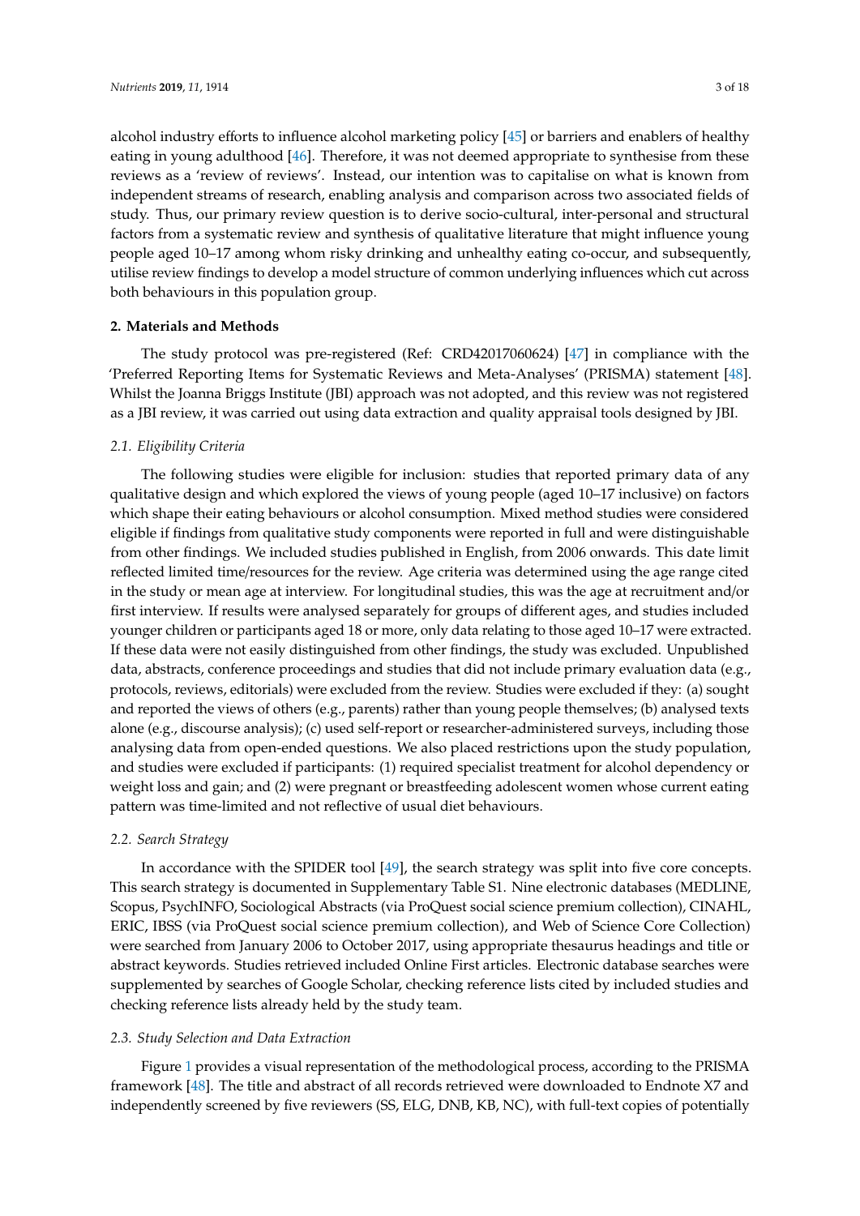alcohol industry efforts to influence alcohol marketing policy [45] or barriers and enablers of healthy eating in young adulthood [46]. Therefore, it was not deemed appropriate to synthesise from these reviews as a 'review of reviews'. Instead, our intention was to capitalise on what is known from independent streams of research, enabling analysis and comparison across two associated fields of study. Thus, our primary review question is to derive socio-cultural, inter-personal and structural factors from a systematic review and synthesis of qualitative literature that might influence young people aged 10–17 among whom risky drinking and unhealthy eating co-occur, and subsequently, utilise review findings to develop a model structure of common underlying influences which cut across both behaviours in this population group.

## 2. Materials and Methods

The study protocol was pre-registered (Ref: CRD42017060624) [47] in compliance with the 'Preferred Reporting Items for Systematic Reviews and Meta-Analyses' (PRISMA) statement [48]. Whilst the Joanna Briggs Institute (JBI) approach was not adopted, and this review was not registered as a JBI review, it was carried out using data extraction and quality appraisal tools designed by JBI.

### *2.1. Eligibility Criteria*

The following studies were eligible for inclusion: studies that reported primary data of any qualitative design and which explored the views of young people (aged 10–17 inclusive) on factors which shape their eating behaviours or alcohol consumption. Mixed method studies were considered eligible if findings from qualitative study components were reported in full and were distinguishable from other findings. We included studies published in English, from 2006 onwards. This date limit reflected limited time/resources for the review. Age criteria was determined using the age range cited in the study or mean age at interview. For longitudinal studies, this was the age at recruitment and/or first interview. If results were analysed separately for groups of different ages, and studies included younger children or participants aged 18 or more, only data relating to those aged 10–17 were extracted. If these data were not easily distinguished from other findings, the study was excluded. Unpublished data, abstracts, conference proceedings and studies that did not include primary evaluation data (e.g., protocols, reviews, editorials) were excluded from the review. Studies were excluded if they: (a) sought and reported the views of others (e.g., parents) rather than young people themselves; (b) analysed texts alone (e.g., discourse analysis); (c) used self-report or researcher-administered surveys, including those analysing data from open-ended questions. We also placed restrictions upon the study population, and studies were excluded if participants: (1) required specialist treatment for alcohol dependency or weight loss and gain; and (2) were pregnant or breastfeeding adolescent women whose current eating pattern was time-limited and not reflective of usual diet behaviours.

### *2.2. Search Strategy*

In accordance with the SPIDER tool [49], the search strategy was split into five core concepts. This search strategy is documented in Supplementary Table S1. Nine electronic databases (MEDLINE, Scopus, PsychINFO, Sociological Abstracts (via ProQuest social science premium collection), CINAHL, ERIC, IBSS (via ProQuest social science premium collection), and Web of Science Core Collection) were searched from January 2006 to October 2017, using appropriate thesaurus headings and title or abstract keywords. Studies retrieved included Online First articles. Electronic database searches were supplemented by searches of Google Scholar, checking reference lists cited by included studies and checking reference lists already held by the study team.

### *2.3. Study Selection and Data Extraction*

Figure 1 provides a visual representation of the methodological process, according to the PRISMA framework [48]. The title and abstract of all records retrieved were downloaded to Endnote X7 and independently screened by five reviewers (SS, ELG, DNB, KB, NC), with full-text copies of potentially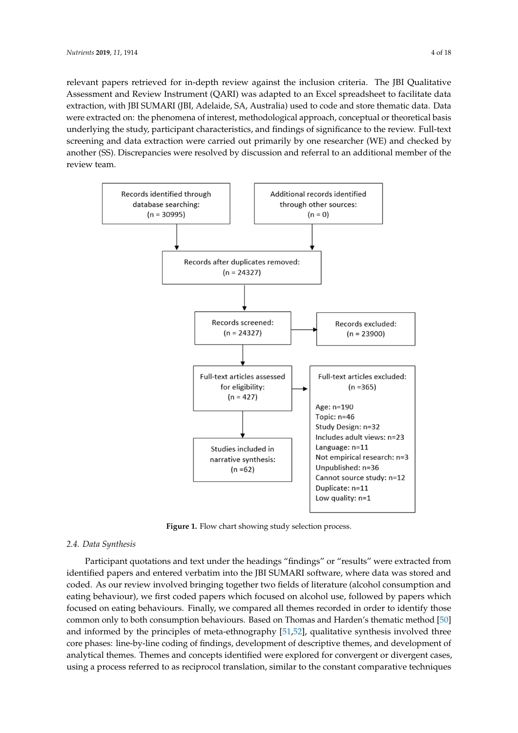relevant papers retrieved for in-depth review against the inclusion criteria. The JBI Qualitative Assessment and Review Instrument (QARI) was adapted to an Excel spreadsheet to facilitate data extraction, with JBI SUMARI (JBI, Adelaide, SA, Australia) used to code and store thematic data. Data were extracted on: the phenomena of interest, methodological approach, conceptual or theoretical basis underlying the study, participant characteristics, and findings of significance to the review. Full-text screening and data extraction were carried out primarily by one researcher (WE) and checked by another (SS). Discrepancies were resolved by discussion and referral to an additional member of the review team.

Records identified through database searching: (n = 30995)

Additional records identified through other sources: (n = 0)

Records after duplicates removed: (n = 24327)

Records screened: (n = 24327)

Records excluded: (n = 23900)

Full-text articles assessed for eligibility: (n = 427)

Full-text articles excluded: (n =365)

Age: n=190
Topic: n=46
Study Design: n=32
Includes adult views: n=23
Language: n=11
Not empirical research: n=3
Unpublished: n=36
Cannot source study: n=12
Duplicate: n=11
Low quality: n=1

Studies included in narrative synthesis: (n =62)

**Figure 1.** Flow chart showing study selection process.

### 2.4. Data Synthesis

Participant quotations and text under the headings "findings" or "results" were extracted from identified papers and entered verbatim into the JBI SUMARI software, where data was stored and coded. As our review involved bringing together two fields of literature (alcohol consumption and eating behaviour), we first coded papers which focused on alcohol use, followed by papers which focused on eating behaviours. Finally, we compared all themes recorded in order to identify those common only to both consumption behaviours. Based on Thomas and Harden's thematic method [50] and informed by the principles of meta-ethnography [51,52], qualitative synthesis involved three core phases: line-by-line coding of findings, development of descriptive themes, and development of analytical themes. Themes and concepts identified were explored for convergent or divergent cases, using a process referred to as reciprocol translation, similar to the constant comparative techniques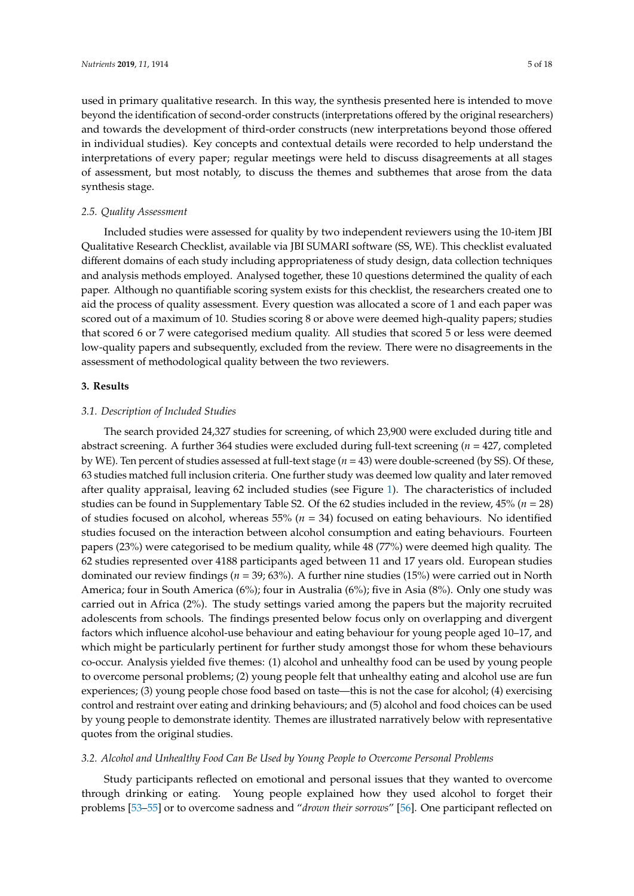used in primary qualitative research. In this way, the synthesis presented here is intended to move beyond the identification of second-order constructs (interpretations offered by the original researchers) and towards the development of third-order constructs (new interpretations beyond those offered in individual studies). Key concepts and contextual details were recorded to help understand the interpretations of every paper; regular meetings were held to discuss disagreements at all stages of assessment, but most notably, to discuss the themes and subthemes that arose from the data synthesis stage.

### 2.5. Quality Assessment

Included studies were assessed for quality by two independent reviewers using the 10-item JBI Qualitative Research Checklist, available via JBI SUMARI software (SS, WE). This checklist evaluated different domains of each study including appropriateness of study design, data collection techniques and analysis methods employed. Analysed together, these 10 questions determined the quality of each paper. Although no quantifiable scoring system exists for this checklist, the researchers created one to aid the process of quality assessment. Every question was allocated a score of 1 and each paper was scored out of a maximum of 10. Studies scoring 8 or above were deemed high-quality papers; studies that scored 6 or 7 were categorised medium quality. All studies that scored 5 or less were deemed low-quality papers and subsequently, excluded from the review. There were no disagreements in the assessment of methodological quality between the two reviewers.

## 3. Results

### 3.1. Description of Included Studies

The search provided 24,327 studies for screening, of which 23,900 were excluded during title and abstract screening. A further 364 studies were excluded during full-text screening (*n* = 427, completed by WE). Ten percent of studies assessed at full-text stage (*n* = 43) were double-screened (by SS). Of these, 63 studies matched full inclusion criteria. One further study was deemed low quality and later removed after quality appraisal, leaving 62 included studies (see Figure 1). The characteristics of included studies can be found in Supplementary Table S2. Of the 62 studies included in the review, 45% (*n* = 28) of studies focused on alcohol, whereas 55% (*n* = 34) focused on eating behaviours. No identified studies focused on the interaction between alcohol consumption and eating behaviours. Fourteen papers (23%) were categorised to be medium quality, while 48 (77%) were deemed high quality. The 62 studies represented over 4188 participants aged between 11 and 17 years old. European studies dominated our review findings (*n* = 39; 63%). A further nine studies (15%) were carried out in North America; four in South America (6%); four in Australia (6%); five in Asia (8%). Only one study was carried out in Africa (2%). The study settings varied among the papers but the majority recruited adolescents from schools. The findings presented below focus only on overlapping and divergent factors which influence alcohol-use behaviour and eating behaviour for young people aged 10–17, and which might be particularly pertinent for further study amongst those for whom these behaviours co-occur. Analysis yielded five themes: (1) alcohol and unhealthy food can be used by young people to overcome personal problems; (2) young people felt that unhealthy eating and alcohol use are fun experiences; (3) young people chose food based on taste—this is not the case for alcohol; (4) exercising control and restraint over eating and drinking behaviours; and (5) alcohol and food choices can be used by young people to demonstrate identity. Themes are illustrated narratively below with representative quotes from the original studies.

### 3.2. Alcohol and Unhealthy Food Can Be Used by Young People to Overcome Personal Problems

Study participants reflected on emotional and personal issues that they wanted to overcome through drinking or eating. Young people explained how they used alcohol to forget their problems [53–55] or to overcome sadness and "*drown their sorrows*" [56]. One participant reflected on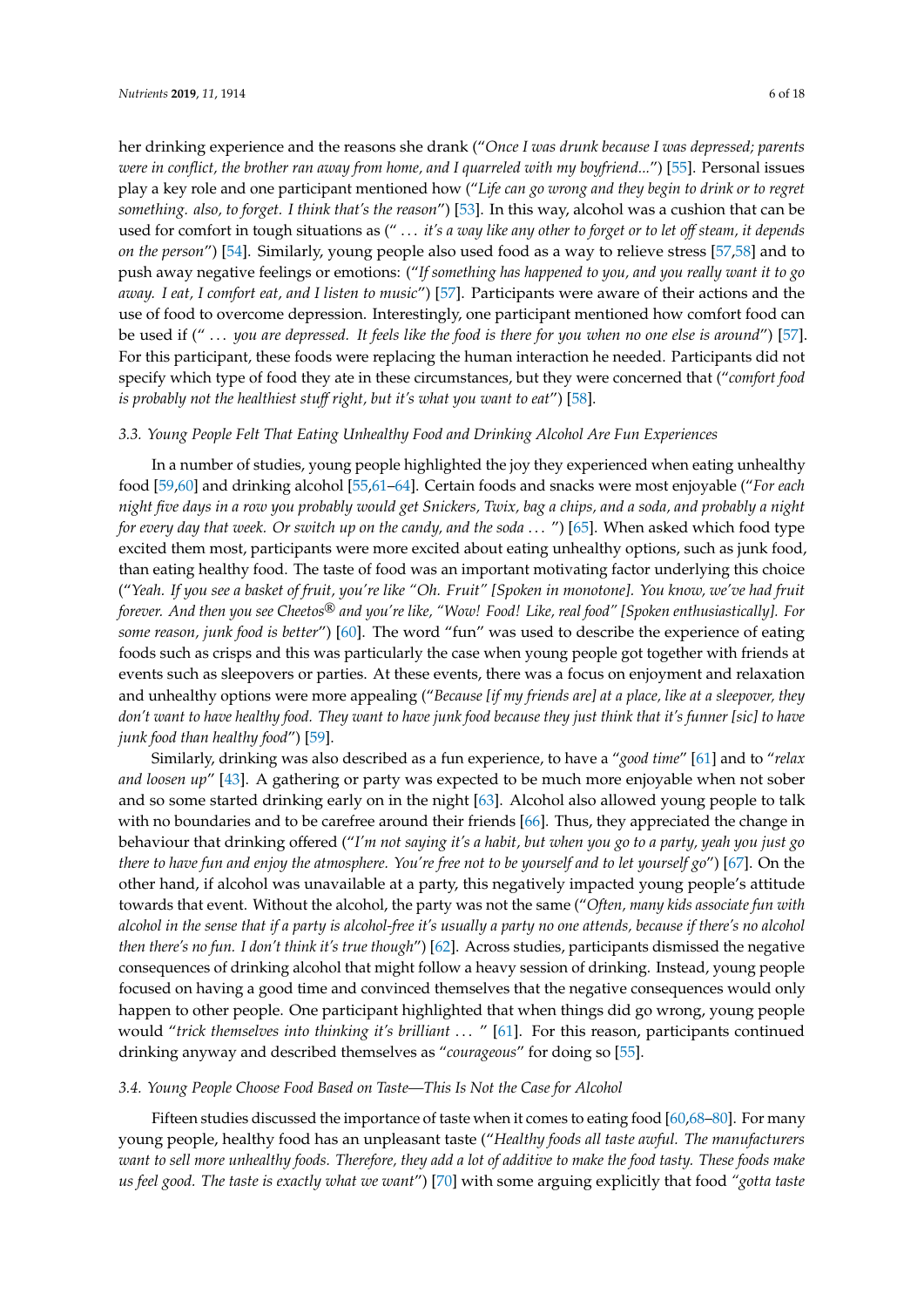her drinking experience and the reasons she drank ("*Once I was drunk because I was depressed; parents were in conflict, the brother ran away from home, and I quarreled with my boyfriend...*") [55]. Personal issues play a key role and one participant mentioned how ("*Life can go wrong and they begin to drink or to regret something. also, to forget. I think that's the reason*") [53]. In this way, alcohol was a cushion that can be used for comfort in tough situations as ("*... it's a way like any other to forget or to let off steam, it depends on the person*") [54]. Similarly, young people also used food as a way to relieve stress [57,58] and to push away negative feelings or emotions: ("*If something has happened to you, and you really want it to go away. I eat, I comfort eat, and I listen to music*") [57]. Participants were aware of their actions and the use of food to overcome depression. Interestingly, one participant mentioned how comfort food can be used if ("*... you are depressed. It feels like the food is there for you when no one else is around*") [57]. For this participant, these foods were replacing the human interaction he needed. Participants did not specify which type of food they ate in these circumstances, but they were concerned that ("*comfort food is probably not the healthiest stuff right, but it's what you want to eat*") [58].

### 3.3. Young People Felt That Eating Unhealthy Food and Drinking Alcohol Are Fun Experiences

In a number of studies, young people highlighted the joy they experienced when eating unhealthy food [59,60] and drinking alcohol [55,61–64]. Certain foods and snacks were most enjoyable ("*For each night five days in a row you probably would get Snickers, Twix, bag a chips, and a soda, and probably a night for every day that week. Or switch up on the candy, and the soda ...*") [65]. When asked which food type excited them most, participants were more excited about eating unhealthy options, such as junk food, than eating healthy food. The taste of food was an important motivating factor underlying this choice ("*Yeah. If you see a basket of fruit, you're like "Oh. Fruit" [Spoken in monotone]. You know, we've had fruit forever. And then you see Cheetos® and you're like, "Wow! Food! Like, real food" [Spoken enthusiastically]. For some reason, junk food is better*") [60]. The word "fun" was used to describe the experience of eating foods such as crisps and this was particularly the case when young people got together with friends at events such as sleepovers or parties. At these events, there was a focus on enjoyment and relaxation and unhealthy options were more appealing ("*Because [if my friends are] at a place, like at a sleepover, they don't want to have healthy food. They want to have junk food because they just think that it's funner [sic] to have junk food than healthy food*") [59].

Similarly, drinking was also described as a fun experience, to have a "*good time*" [61] and to "*relax and loosen up*" [43]. A gathering or party was expected to be much more enjoyable when not sober and so some started drinking early on in the night [63]. Alcohol also allowed young people to talk with no boundaries and to be carefree around their friends [66]. Thus, they appreciated the change in behaviour that drinking offered ("*I'm not saying it's a habit, but when you go to a party, yeah you just go there to have fun and enjoy the atmosphere. You're free not to be yourself and to let yourself go*") [67]. On the other hand, if alcohol was unavailable at a party, this negatively impacted young people's attitude towards that event. Without the alcohol, the party was not the same ("*Often, many kids associate fun with alcohol in the sense that if a party is alcohol-free it's usually a party no one attends, because if there's no alcohol then there's no fun. I don't think it's true though*") [62]. Across studies, participants dismissed the negative consequences of drinking alcohol that might follow a heavy session of drinking. Instead, young people focused on having a good time and convinced themselves that the negative consequences would only happen to other people. One participant highlighted that when things did go wrong, young people would "*trick themselves into thinking it's brilliant ...* " [61]. For this reason, participants continued drinking anyway and described themselves as "*courageous*" for doing so [55].

### 3.4. Young People Choose Food Based on Taste—This Is Not the Case for Alcohol

Fifteen studies discussed the importance of taste when it comes to eating food [60,68–80]. For many young people, healthy food has an unpleasant taste ("*Healthy foods all taste awful. The manufacturers want to sell more unhealthy foods. Therefore, they add a lot of additive to make the food tasty. These foods make us feel good. The taste is exactly what we want*") [70] with some arguing explicitly that food "*gotta taste*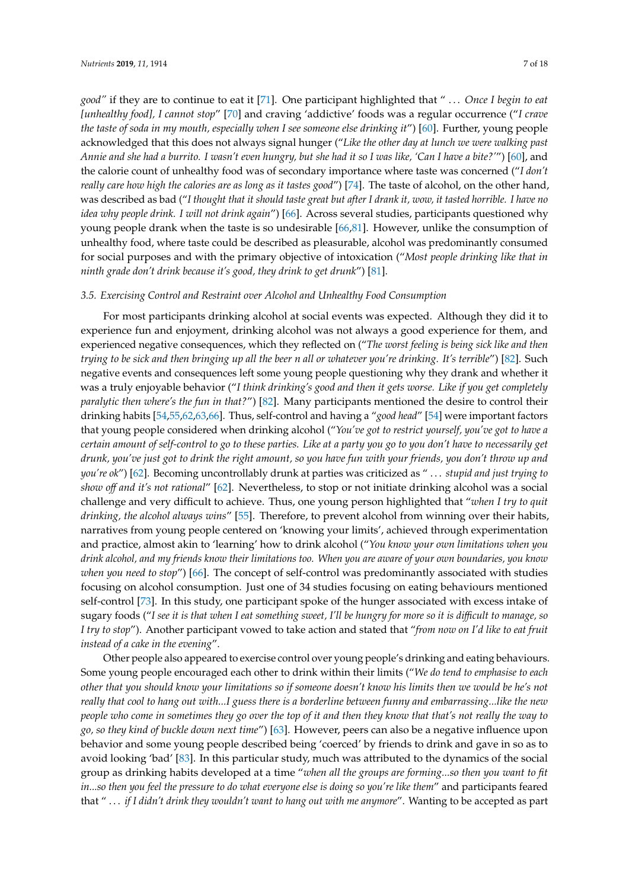*good"* if they are to continue to eat it [71]. One participant highlighted that " ... *Once I begin to eat [unhealthy food], I cannot stop*" [70] and craving 'addictive' foods was a regular occurrence ("*I crave the taste of soda in my mouth, especially when I see someone else drinking it*") [60]. Further, young people acknowledged that this does not always signal hunger ("*Like the other day at lunch we were walking past Annie and she had a burrito. I wasn't even hungry, but she had it so I was like, 'Can I have a bite?'*") [60], and the calorie count of unhealthy food was of secondary importance where taste was concerned ("*I don't really care how high the calories are as long as it tastes good*") [74]. The taste of alcohol, on the other hand, was described as bad ("*I thought that it should taste great but after I drank it, wow, it tasted horrible. I have no idea why people drink. I will not drink again*") [66]. Across several studies, participants questioned why young people drank when the taste is so undesirable [66,81]. However, unlike the consumption of unhealthy food, where taste could be described as pleasurable, alcohol was predominantly consumed for social purposes and with the primary objective of intoxication ("*Most people drinking like that in ninth grade don't drink because it's good, they drink to get drunk*") [81].

### 3.5. Exercising Control and Restraint over Alcohol and Unhealthy Food Consumption

For most participants drinking alcohol at social events was expected. Although they did it to experience fun and enjoyment, drinking alcohol was not always a good experience for them, and experienced negative consequences, which they reflected on ("*The worst feeling is being sick like and then trying to be sick and then bringing up all the beer n all or whatever you're drinking. It's terrible*") [82]. Such negative events and consequences left some young people questioning why they drank and whether it was a truly enjoyable behavior ("*I think drinking's good and then it gets worse. Like if you get completely paralytic then where's the fun in that?*") [82]. Many participants mentioned the desire to control their drinking habits [54,55,62,63,66]. Thus, self-control and having a "*good head*" [54] were important factors that young people considered when drinking alcohol ("*You've got to restrict yourself, you've got to have a certain amount of self-control to go to these parties. Like at a party you go to you don't have to necessarily get drunk, you've just got to drink the right amount, so you have fun with your friends, you don't throw up and you're ok*") [62]. Becoming uncontrollably drunk at parties was criticized as " ... *stupid and just trying to show off and it's not rational*" [62]. Nevertheless, to stop or not initiate drinking alcohol was a social challenge and very difficult to achieve. Thus, one young person highlighted that "*when I try to quit drinking, the alcohol always wins*" [55]. Therefore, to prevent alcohol from winning over their habits, narratives from young people centered on 'knowing your limits', achieved through experimentation and practice, almost akin to 'learning' how to drink alcohol ("*You know your own limitations when you drink alcohol, and my friends know their limitations too. When you are aware of your own boundaries, you know when you need to stop*") [66]. The concept of self-control was predominantly associated with studies focusing on alcohol consumption. Just one of 34 studies focusing on eating behaviours mentioned self-control [73]. In this study, one participant spoke of the hunger associated with excess intake of sugary foods ("*I see it is that when I eat something sweet, I'll be hungry for more so it is difficult to manage, so I try to stop*"). Another participant vowed to take action and stated that "*from now on I'd like to eat fruit instead of a cake in the evening*".

Other people also appeared to exercise control over young people's drinking and eating behaviours. Some young people encouraged each other to drink within their limits ("*We do tend to emphasise to each other that you should know your limitations so if someone doesn't know his limits then we would be he's not really that cool to hang out with...I guess there is a borderline between funny and embarrassing...like the new people who come in sometimes they go over the top of it and then they know that that's not really the way to go, so they kind of buckle down next time*") [63]. However, peers can also be a negative influence upon behavior and some young people described being 'coerced' by friends to drink and gave in so as to avoid looking 'bad' [83]. In this particular study, much was attributed to the dynamics of the social group as drinking habits developed at a time "*when all the groups are forming...so then you want to fit in...so then you feel the pressure to do what everyone else is doing so you're like them*" and participants feared that " ... *if I didn't drink they wouldn't want to hang out with me anymore*". Wanting to be accepted as part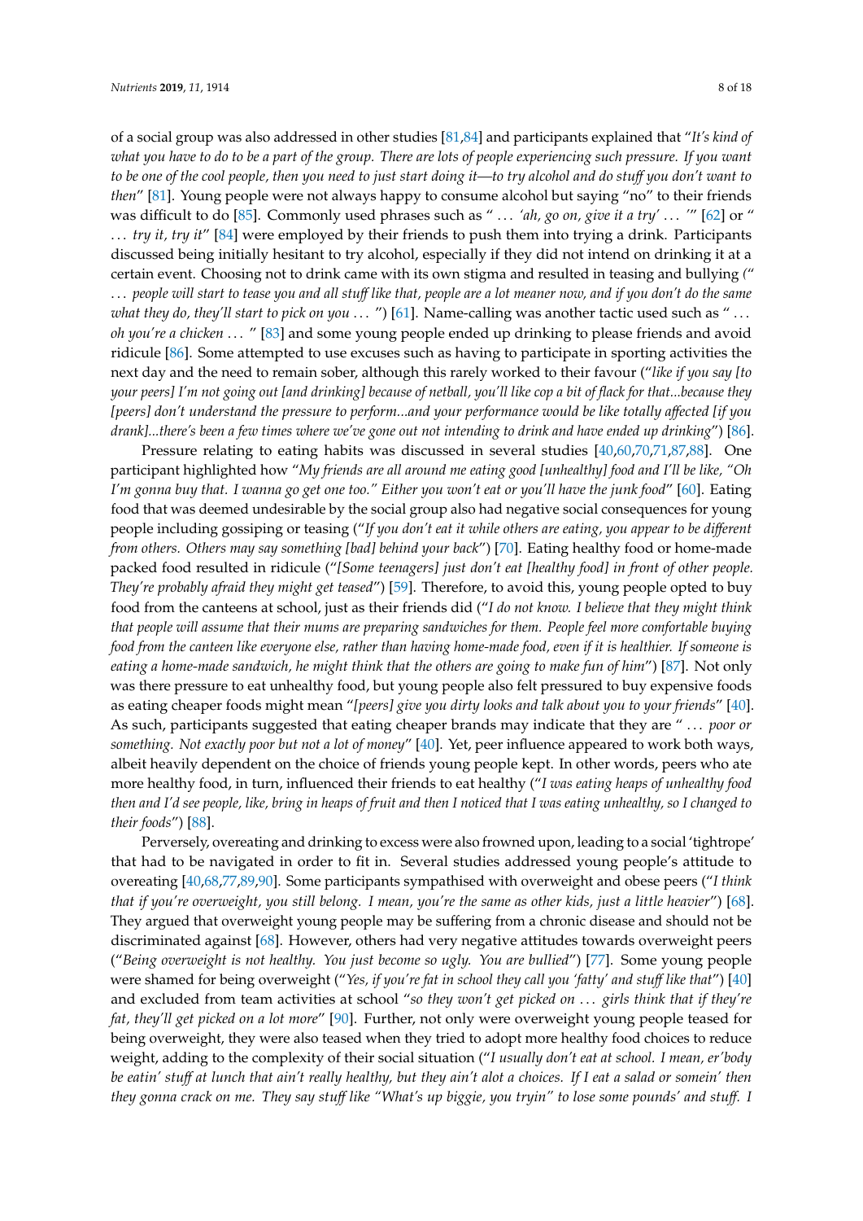of a social group was also addressed in other studies [81,84] and participants explained that "*It's kind of what you have to do to be a part of the group. There are lots of people experiencing such pressure. If you want to be one of the cool people, then you need to just start doing it—to try alcohol and do stuff you don't want to then*" [81]. Young people were not always happy to consume alcohol but saying "no" to their friends was difficult to do [85]. Commonly used phrases such as " ... *'ah, go on, give it a try'* ... '" [62] or " ... *try it, try it*" [84] were employed by their friends to push them into trying a drink. Participants discussed being initially hesitant to try alcohol, especially if they did not intend on drinking it at a certain event. Choosing not to drink came with its own stigma and resulted in teasing and bullying (" ... *people will start to tease you and all stuff like that, people are a lot meaner now, and if you don't do the same what they do, they'll start to pick on you* ... ") [61]. Name-calling was another tactic used such as " ... *oh you're a chicken* ... " [83] and some young people ended up drinking to please friends and avoid ridicule [86]. Some attempted to use excuses such as having to participate in sporting activities the next day and the need to remain sober, although this rarely worked to their favour ("*like if you say [to your peers] I'm not going out [and drinking] because of netball, you'll like cop a bit of flack for that...because they [peers] don't understand the pressure to perform...and your performance would be like totally affected [if you drank]...there's been a few times where we've gone out not intending to drink and have ended up drinking*") [86].

Pressure relating to eating habits was discussed in several studies [40,60,70,71,87,88]. One participant highlighted how "*My friends are all around me eating good [unhealthy] food and I'll be like, "Oh I'm gonna buy that. I wanna go get one too." Either you won't eat or you'll have the junk food*" [60]. Eating food that was deemed undesirable by the social group also had negative social consequences for young people including gossiping or teasing ("*If you don't eat it while others are eating, you appear to be different from others. Others may say something [bad] behind your back*") [70]. Eating healthy food or home-made packed food resulted in ridicule ("*[Some teenagers] just don't eat [healthy food] in front of other people. They're probably afraid they might get teased*") [59]. Therefore, to avoid this, young people opted to buy food from the canteens at school, just as their friends did ("*I do not know. I believe that they might think that people will assume that their mums are preparing sandwiches for them. People feel more comfortable buying food from the canteen like everyone else, rather than having home-made food, even if it is healthier. If someone is eating a home-made sandwich, he might think that the others are going to make fun of him*") [87]. Not only was there pressure to eat unhealthy food, but young people also felt pressured to buy expensive foods as eating cheaper foods might mean "*[peers] give you dirty looks and talk about you to your friends*" [40]. As such, participants suggested that eating cheaper brands may indicate that they are " ... *poor or something. Not exactly poor but not a lot of money*" [40]. Yet, peer influence appeared to work both ways, albeit heavily dependent on the choice of friends young people kept. In other words, peers who ate more healthy food, in turn, influenced their friends to eat healthy ("*I was eating heaps of unhealthy food then and I'd see people, like, bring in heaps of fruit and then I noticed that I was eating unhealthy, so I changed to their foods*") [88].

Perversely, overeating and drinking to excess were also frowned upon, leading to a social 'tightrope' that had to be navigated in order to fit in. Several studies addressed young people's attitude to overeating [40,68,77,89,90]. Some participants sympathised with overweight and obese peers ("*I think that if you're overweight, you still belong. I mean, you're the same as other kids, just a little heavier*") [68]. They argued that overweight young people may be suffering from a chronic disease and should not be discriminated against [68]. However, others had very negative attitudes towards overweight peers ("*Being overweight is not healthy. You just become so ugly. You are bullied*") [77]. Some young people were shamed for being overweight ("*Yes, if you're fat in school they call you 'fatty' and stuff like that*") [40] and excluded from team activities at school "*so they won't get picked on* ... *girls think that if they're fat, they'll get picked on a lot more*" [90]. Further, not only were overweight young people teased for being overweight, they were also teased when they tried to adopt more healthy food choices to reduce weight, adding to the complexity of their social situation ("*I usually don't eat at school. I mean, er'body be eatin' stuff at lunch that ain't really healthy, but they ain't alot a choices. If I eat a salad or somein' then they gonna crack on me. They say stuff like "What's up biggie, you tryin" to lose some pounds' and stuff. I*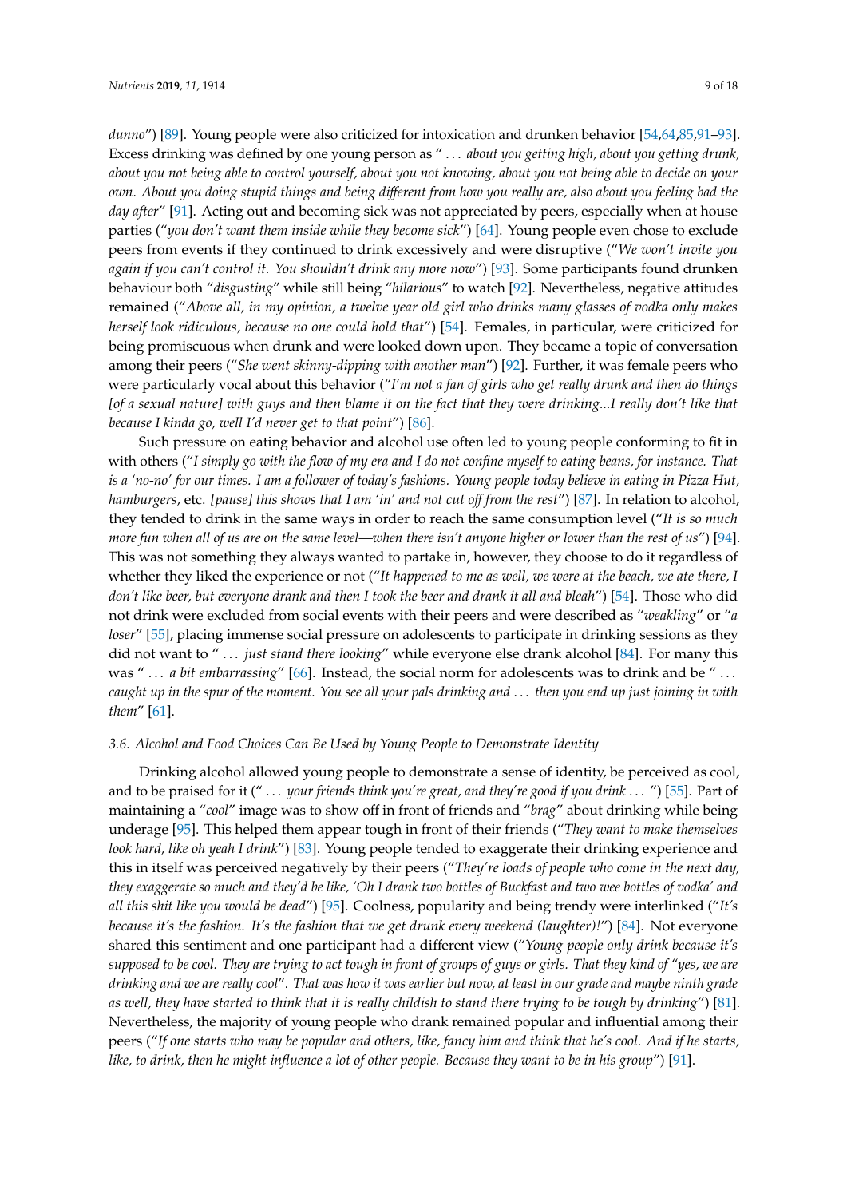dunno") [89]. Young people were also criticized for intoxication and drunken behavior [54,64,85,91–93]. Excess drinking was defined by one young person as " ... *about you getting high, about you getting drunk, about you not being able to control yourself, about you not knowing, about you not being able to decide on your own. About you doing stupid things and being different from how you really are, also about you feeling bad the day after*" [91]. Acting out and becoming sick was not appreciated by peers, especially when at house parties ("*you don't want them inside while they become sick*") [64]. Young people even chose to exclude peers from events if they continued to drink excessively and were disruptive ("*We won't invite you again if you can't control it. You shouldn't drink any more now*") [93]. Some participants found drunken behaviour both "*disgusting*" while still being "*hilarious*" to watch [92]. Nevertheless, negative attitudes remained ("*Above all, in my opinion, a twelve year old girl who drinks many glasses of vodka only makes herself look ridiculous, because no one could hold that*") [54]. Females, in particular, were criticized for being promiscuous when drunk and were looked down upon. They became a topic of conversation among their peers ("*She went skinny-dipping with another man*") [92]. Further, it was female peers who were particularly vocal about this behavior ("*I'm not a fan of girls who get really drunk and then do things [of a sexual nature] with guys and then blame it on the fact that they were drinking...I really don't like that because I kinda go, well I'd never get to that point*") [86].

Such pressure on eating behavior and alcohol use often led to young people conforming to fit in with others ("*I simply go with the flow of my era and I do not confine myself to eating beans, for instance. That is a 'no-no' for our times. I am a follower of today's fashions. Young people today believe in eating in Pizza Hut, hamburgers,* etc. *[pause] this shows that I am 'in' and not cut off from the rest*") [87]. In relation to alcohol, they tended to drink in the same ways in order to reach the same consumption level ("*It is so much more fun when all of us are on the same level—when there isn't anyone higher or lower than the rest of us*") [94]. This was not something they always wanted to partake in, however, they choose to do it regardless of whether they liked the experience or not ("*It happened to me as well, we were at the beach, we ate there, I don't like beer, but everyone drank and then I took the beer and drank it all and bleah*") [54]. Those who did not drink were excluded from social events with their peers and were described as "*weakling*" or "*a loser*" [55], placing immense social pressure on adolescents to participate in drinking sessions as they did not want to " ... *just stand there looking*" while everyone else drank alcohol [84]. For many this was " ... *a bit embarrassing*" [66]. Instead, the social norm for adolescents was to drink and be " ... *caught up in the spur of the moment. You see all your pals drinking and* ... *then you end up just joining in with them*" [61].

### 3.6. Alcohol and Food Choices Can Be Used by Young People to Demonstrate Identity

Drinking alcohol allowed young people to demonstrate a sense of identity, be perceived as cool, and to be praised for it (" ... *your friends think you're great, and they're good if you drink* ... ") [55]. Part of maintaining a "*cool*" image was to show off in front of friends and "*brag*" about drinking while being underage [95]. This helped them appear tough in front of their friends ("*They want to make themselves look hard, like oh yeah I drink*") [83]. Young people tended to exaggerate their drinking experience and this in itself was perceived negatively by their peers ("*They're loads of people who come in the next day, they exaggerate so much and they'd be like, 'Oh I drank two bottles of Buckfast and two wee bottles of vodka' and all this shit like you would be dead*") [95]. Coolness, popularity and being trendy were interlinked ("*It's because it's the fashion. It's the fashion that we get drunk every weekend (laughter)!*") [84]. Not everyone shared this sentiment and one participant had a different view ("*Young people only drink because it's supposed to be cool. They are trying to act tough in front of groups of guys or girls. That they kind of "yes, we are drinking and we are really cool". That was how it was earlier but now, at least in our grade and maybe ninth grade as well, they have started to think that it is really childish to stand there trying to be tough by drinking*") [81]. Nevertheless, the majority of young people who drank remained popular and influential among their peers ("*If one starts who may be popular and others, like, fancy him and think that he's cool. And if he starts, like, to drink, then he might influence a lot of other people. Because they want to be in his group*") [91].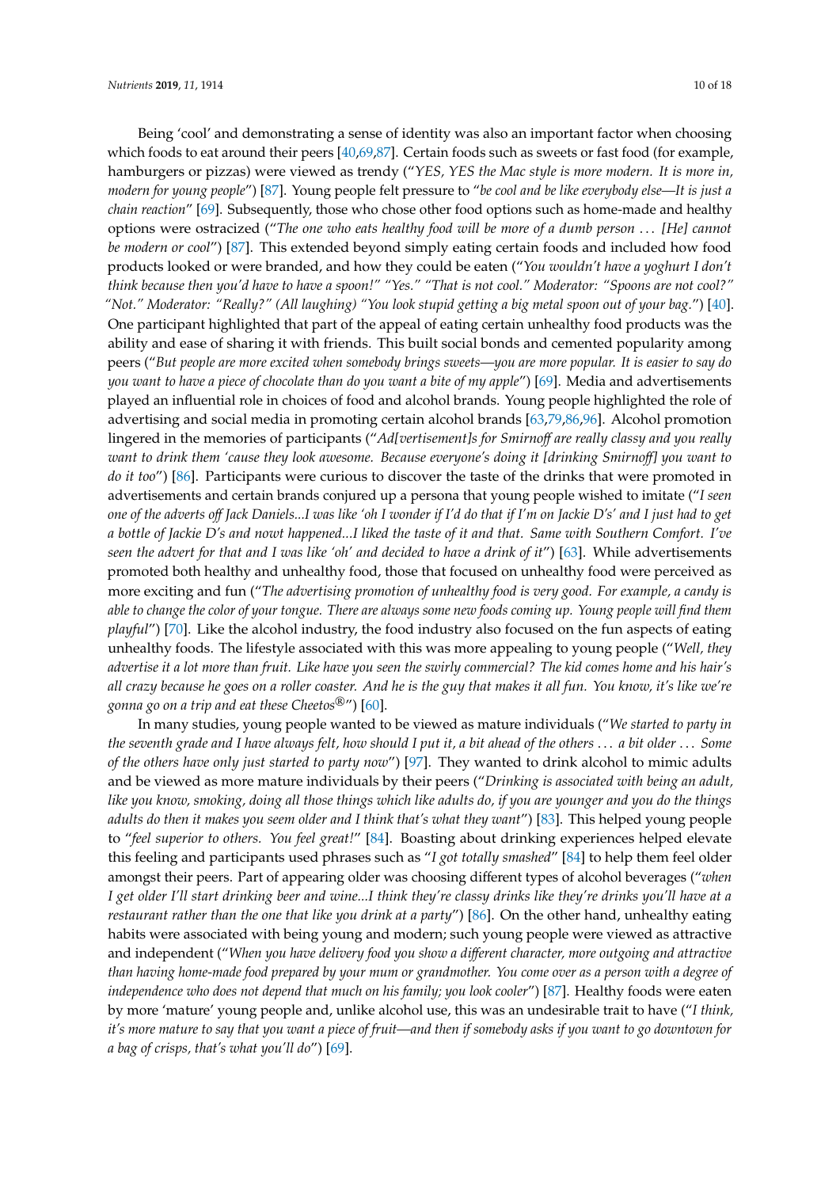Being 'cool' and demonstrating a sense of identity was also an important factor when choosing which foods to eat around their peers [40,69,87]. Certain foods such as sweets or fast food (for example, hamburgers or pizzas) were viewed as trendy ("*YES, YES the Mac style is more modern. It is more in, modern for young people*") [87]. Young people felt pressure to "*be cool and be like everybody else—It is just a chain reaction*" [69]. Subsequently, those who chose other food options such as home-made and healthy options were ostracized ("*The one who eats healthy food will be more of a dumb person* ... *[He] cannot be modern or cool*") [87]. This extended beyond simply eating certain foods and included how food products looked or were branded, and how they could be eaten ("*You wouldn't have a yoghurt I don't think because then you'd have to have a spoon!" "Yes." "That is not cool." Moderator: "Spoons are not cool?" "Not." Moderator: "Really?" (All laughing) "You look stupid getting a big metal spoon out of your bag.*") [40]. One participant highlighted that part of the appeal of eating certain unhealthy food products was the ability and ease of sharing it with friends. This built social bonds and cemented popularity among peers ("*But people are more excited when somebody brings sweets—you are more popular. It is easier to say do you want to have a piece of chocolate than do you want a bite of my apple*") [69]. Media and advertisements played an influential role in choices of food and alcohol brands. Young people highlighted the role of advertising and social media in promoting certain alcohol brands [63,79,86,96]. Alcohol promotion lingered in the memories of participants ("*Ad[vertisement]s for Smirnoff are really classy and you really want to drink them 'cause they look awesome. Because everyone's doing it [drinking Smirnoff] you want to do it too*") [86]. Participants were curious to discover the taste of the drinks that were promoted in advertisements and certain brands conjured up a persona that young people wished to imitate ("*I seen one of the adverts off Jack Daniels...I was like 'oh I wonder if I'd do that if I'm on Jackie D's' and I just had to get a bottle of Jackie D's and nowt happened...I liked the taste of it and that. Same with Southern Comfort. I've seen the advert for that and I was like 'oh' and decided to have a drink of it*") [63]. While advertisements promoted both healthy and unhealthy food, those that focused on unhealthy food were perceived as more exciting and fun ("*The advertising promotion of unhealthy food is very good. For example, a candy is able to change the color of your tongue. There are always some new foods coming up. Young people will find them playful*") [70]. Like the alcohol industry, the food industry also focused on the fun aspects of eating unhealthy foods. The lifestyle associated with this was more appealing to young people ("*Well, they advertise it a lot more than fruit. Like have you seen the swirly commercial? The kid comes home and his hair's all crazy because he goes on a roller coaster. And he is the guy that makes it all fun. You know, it's like we're gonna go on a trip and eat these Cheetos®*") [60].

In many studies, young people wanted to be viewed as mature individuals ("*We started to party in the seventh grade and I have always felt, how should I put it, a bit ahead of the others* ... *a bit older* ... *Some of the others have only just started to party now*") [97]. They wanted to drink alcohol to mimic adults and be viewed as more mature individuals by their peers ("*Drinking is associated with being an adult, like you know, smoking, doing all those things which like adults do, if you are younger and you do the things adults do then it makes you seem older and I think that's what they want*") [83]. This helped young people to "*feel superior to others. You feel great!*" [84]. Boasting about drinking experiences helped elevate this feeling and participants used phrases such as "*I got totally smashed*" [84] to help them feel older amongst their peers. Part of appearing older was choosing different types of alcohol beverages ("*when I get older I'll start drinking beer and wine...I think they're classy drinks like they're drinks you'll have at a restaurant rather than the one that like you drink at a party*") [86]. On the other hand, unhealthy eating habits were associated with being young and modern; such young people were viewed as attractive and independent ("*When you have delivery food you show a different character, more outgoing and attractive than having home-made food prepared by your mum or grandmother. You come over as a person with a degree of independence who does not depend that much on his family; you look cooler*") [87]. Healthy foods were eaten by more 'mature' young people and, unlike alcohol use, this was an undesirable trait to have ("*I think, it's more mature to say that you want a piece of fruit—and then if somebody asks if you want to go downtown for a bag of crisps, that's what you'll do*") [69].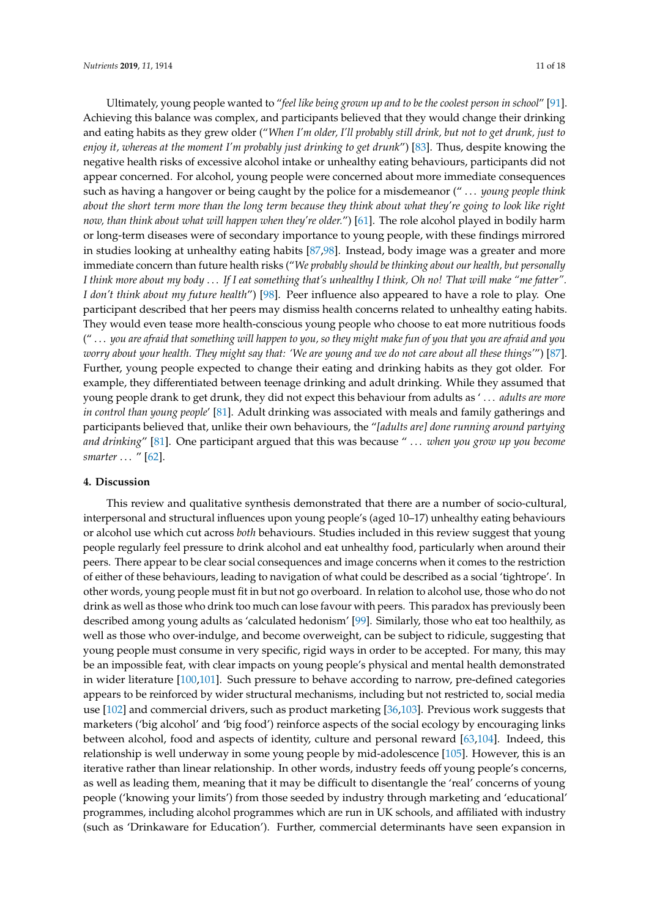Ultimately, young people wanted to "*feel like being grown up and to be the coolest person in school*" [91]. Achieving this balance was complex, and participants believed that they would change their drinking and eating habits as they grew older ("*When I'm older, I'll probably still drink, but not to get drunk, just to enjoy it, whereas at the moment I'm probably just drinking to get drunk*") [83]. Thus, despite knowing the negative health risks of excessive alcohol intake or unhealthy eating behaviours, participants did not appear concerned. For alcohol, young people were concerned about more immediate consequences such as having a hangover or being caught by the police for a misdemeanor (" ... *young people think about the short term more than the long term because they think about what they're going to look like right now, than think about what will happen when they're older.*") [61]. The role alcohol played in bodily harm or long-term diseases were of secondary importance to young people, with these findings mirrored in studies looking at unhealthy eating habits [87,98]. Instead, body image was a greater and more immediate concern than future health risks ("*We probably should be thinking about our health, but personally I think more about my body ... If I eat something that's unhealthy I think, Oh no! That will make "me fatter". I don't think about my future health*") [98]. Peer influence also appeared to have a role to play. One participant described that her peers may dismiss health concerns related to unhealthy eating habits. They would even tease more health-conscious young people who choose to eat more nutritious foods (" ... *you are afraid that something will happen to you, so they might make fun of you that you are afraid and you worry about your health. They might say that: 'We are young and we do not care about all these things'*") [87]. Further, young people expected to change their eating and drinking habits as they got older. For example, they differentiated between teenage drinking and adult drinking. While they assumed that young people drank to get drunk, they did not expect this behaviour from adults as ' ... *adults are more in control than young people*' [81]. Adult drinking was associated with meals and family gatherings and participants believed that, unlike their own behaviours, the "*[adults are] done running around partying and drinking*" [81]. One participant argued that this was because " ... *when you grow up you become smarter* ... " [62].

## 4. Discussion

This review and qualitative synthesis demonstrated that there are a number of socio-cultural, interpersonal and structural influences upon young people's (aged 10–17) unhealthy eating behaviours or alcohol use which cut across *both* behaviours. Studies included in this review suggest that young people regularly feel pressure to drink alcohol and eat unhealthy food, particularly when around their peers. There appear to be clear social consequences and image concerns when it comes to the restriction of either of these behaviours, leading to navigation of what could be described as a social 'tightrope'. In other words, young people must fit in but not go overboard. In relation to alcohol use, those who do not drink as well as those who drink too much can lose favour with peers. This paradox has previously been described among young adults as 'calculated hedonism' [99]. Similarly, those who eat too healthily, as well as those who over-indulge, and become overweight, can be subject to ridicule, suggesting that young people must consume in very specific, rigid ways in order to be accepted. For many, this may be an impossible feat, with clear impacts on young people's physical and mental health demonstrated in wider literature [100,101]. Such pressure to behave according to narrow, pre-defined categories appears to be reinforced by wider structural mechanisms, including but not restricted to, social media use [102] and commercial drivers, such as product marketing [36,103]. Previous work suggests that marketers ('big alcohol' and 'big food') reinforce aspects of the social ecology by encouraging links between alcohol, food and aspects of identity, culture and personal reward [63,104]. Indeed, this relationship is well underway in some young people by mid-adolescence [105]. However, this is an iterative rather than linear relationship. In other words, industry feeds off young people's concerns, as well as leading them, meaning that it may be difficult to disentangle the 'real' concerns of young people ('knowing your limits') from those seeded by industry through marketing and 'educational' programmes, including alcohol programmes which are run in UK schools, and affiliated with industry (such as 'Drinkaware for Education'). Further, commercial determinants have seen expansion in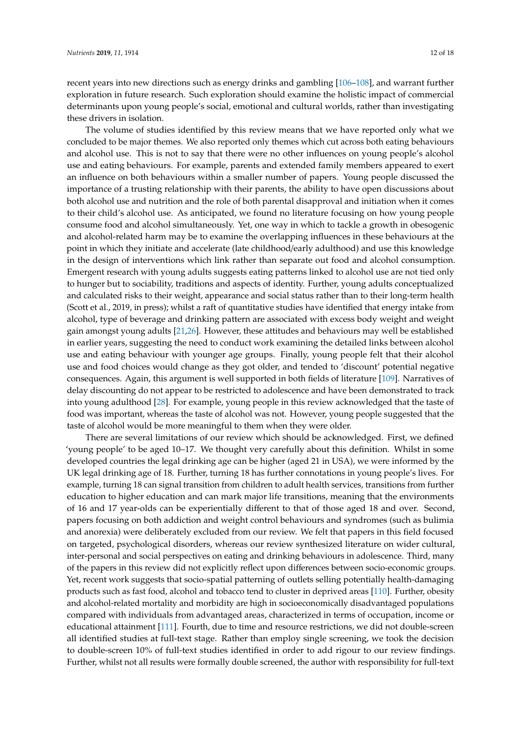recent years into new directions such as energy drinks and gambling [106–108], and warrant further exploration in future research. Such exploration should examine the holistic impact of commercial determinants upon young people's social, emotional and cultural worlds, rather than investigating these drivers in isolation.

The volume of studies identified by this review means that we have reported only what we concluded to be major themes. We also reported only themes which cut across both eating behaviours and alcohol use. This is not to say that there were no other influences on young people's alcohol use and eating behaviours. For example, parents and extended family members appeared to exert an influence on both behaviours within a smaller number of papers. Young people discussed the importance of a trusting relationship with their parents, the ability to have open discussions about both alcohol use and nutrition and the role of both parental disapproval and initiation when it comes to their child's alcohol use. As anticipated, we found no literature focusing on how young people consume food and alcohol simultaneously. Yet, one way in which to tackle a growth in obesogenic and alcohol-related harm may be to examine the overlapping influences in these behaviours at the point in which they initiate and accelerate (late childhood/early adulthood) and use this knowledge in the design of interventions which link rather than separate out food and alcohol consumption. Emergent research with young adults suggests eating patterns linked to alcohol use are not tied only to hunger but to sociability, traditions and aspects of identity. Further, young adults conceptualized and calculated risks to their weight, appearance and social status rather than to their long-term health (Scott et al., 2019, in press); whilst a raft of quantitative studies have identified that energy intake from alcohol, type of beverage and drinking pattern are associated with excess body weight and weight gain amongst young adults [21,26]. However, these attitudes and behaviours may well be established in earlier years, suggesting the need to conduct work examining the detailed links between alcohol use and eating behaviour with younger age groups. Finally, young people felt that their alcohol use and food choices would change as they got older, and tended to 'discount' potential negative consequences. Again, this argument is well supported in both fields of literature [109]. Narratives of delay discounting do not appear to be restricted to adolescence and have been demonstrated to track into young adulthood [28]. For example, young people in this review acknowledged that the taste of food was important, whereas the taste of alcohol was not. However, young people suggested that the taste of alcohol would be more meaningful to them when they were older.

There are several limitations of our review which should be acknowledged. First, we defined 'young people' to be aged 10–17. We thought very carefully about this definition. Whilst in some developed countries the legal drinking age can be higher (aged 21 in USA), we were informed by the UK legal drinking age of 18. Further, turning 18 has further connotations in young people's lives. For example, turning 18 can signal transition from children to adult health services, transitions from further education to higher education and can mark major life transitions, meaning that the environments of 16 and 17 year-olds can be experientially different to that of those aged 18 and over. Second, papers focusing on both addiction and weight control behaviours and syndromes (such as bulimia and anorexia) were deliberately excluded from our review. We felt that papers in this field focused on targeted, psychological disorders, whereas our review synthesized literature on wider cultural, inter-personal and social perspectives on eating and drinking behaviours in adolescence. Third, many of the papers in this review did not explicitly reflect upon differences between socio-economic groups. Yet, recent work suggests that socio-spatial patterning of outlets selling potentially health-damaging products such as fast food, alcohol and tobacco tend to cluster in deprived areas [110]. Further, obesity and alcohol-related mortality and morbidity are high in socioeconomically disadvantaged populations compared with individuals from advantaged areas, characterized in terms of occupation, income or educational attainment [111]. Fourth, due to time and resource restrictions, we did not double-screen all identified studies at full-text stage. Rather than employ single screening, we took the decision to double-screen 10% of full-text studies identified in order to add rigour to our review findings. Further, whilst not all results were formally double screened, the author with responsibility for full-text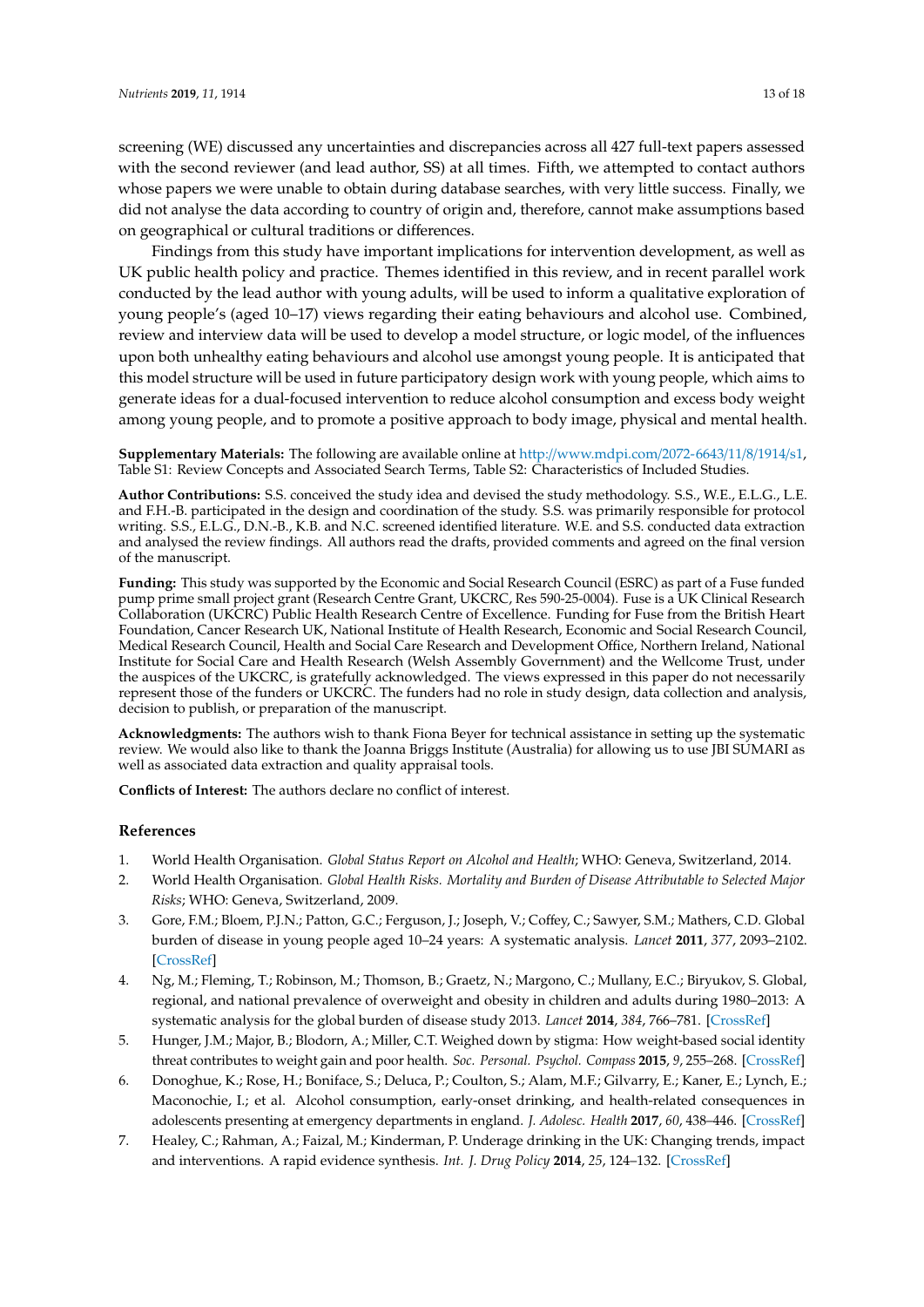screening (WE) discussed any uncertainties and discrepancies across all 427 full-text papers assessed with the second reviewer (and lead author, SS) at all times. Fifth, we attempted to contact authors whose papers we were unable to obtain during database searches, with very little success. Finally, we did not analyse the data according to country of origin and, therefore, cannot make assumptions based on geographical or cultural traditions or differences.

Findings from this study have important implications for intervention development, as well as UK public health policy and practice. Themes identified in this review, and in recent parallel work conducted by the lead author with young adults, will be used to inform a qualitative exploration of young people's (aged 10–17) views regarding their eating behaviours and alcohol use. Combined, review and interview data will be used to develop a model structure, or logic model, of the influences upon both unhealthy eating behaviours and alcohol use amongst young people. It is anticipated that this model structure will be used in future participatory design work with young people, which aims to generate ideas for a dual-focused intervention to reduce alcohol consumption and excess body weight among young people, and to promote a positive approach to body image, physical and mental health.

**Supplementary Materials:** The following are available online at http://www.mdpi.com/2072-6643/11/8/1914/s1, Table S1: Review Concepts and Associated Search Terms, Table S2: Characteristics of Included Studies.

**Author Contributions:** S.S. conceived the study idea and devised the study methodology. S.S., W.E., E.L.G., L.E. and F.H.-B. participated in the design and coordination of the study. S.S. was primarily responsible for protocol writing. S.S., E.L.G., D.N.-B., K.B. and N.C. screened identified literature. W.E. and S.S. conducted data extraction and analysed the review findings. All authors read the drafts, provided comments and agreed on the final version of the manuscript.

**Funding:** This study was supported by the Economic and Social Research Council (ESRC) as part of a Fuse funded pump prime small project grant (Research Centre Grant, UKCRC, Res 590-25-0004). Fuse is a UK Clinical Research Collaboration (UKCRC) Public Health Research Centre of Excellence. Funding for Fuse from the British Heart Foundation, Cancer Research UK, National Institute of Health Research, Economic and Social Research Council, Medical Research Council, Health and Social Care Research and Development Office, Northern Ireland, National Institute for Social Care and Health Research (Welsh Assembly Government) and the Wellcome Trust, under the auspices of the UKCRC, is gratefully acknowledged. The views expressed in this paper do not necessarily represent those of the funders or UKCRC. The funders had no role in study design, data collection and analysis, decision to publish, or preparation of the manuscript.

**Acknowledgments:** The authors wish to thank Fiona Beyer for technical assistance in setting up the systematic review. We would also like to thank the Joanna Briggs Institute (Australia) for allowing us to use JBI SUMARI as well as associated data extraction and quality appraisal tools.

**Conflicts of Interest:** The authors declare no conflict of interest.

## References

1. World Health Organisation. *Global Status Report on Alcohol and Health*; WHO: Geneva, Switzerland, 2014.
2. World Health Organisation. *Global Health Risks. Mortality and Burden of Disease Attributable to Selected Major Risks*; WHO: Geneva, Switzerland, 2009.
3. Gore, F.M.; Bloem, P.J.N.; Patton, G.C.; Ferguson, J.; Joseph, V.; Coffey, C.; Sawyer, S.M.; Mathers, C.D. Global burden of disease in young people aged 10–24 years: A systematic analysis. *Lancet* **2011**, *377*, 2093–2102. [CrossRef]
4. Ng, M.; Fleming, T.; Robinson, M.; Thomson, B.; Graetz, N.; Margono, C.; Mullany, E.C.; Biryukov, S. Global, regional, and national prevalence of overweight and obesity in children and adults during 1980–2013: A systematic analysis for the global burden of disease study 2013. *Lancet* **2014**, *384*, 766–781. [CrossRef]
5. Hunger, J.M.; Major, B.; Blodorn, A.; Miller, C.T. Weighed down by stigma: How weight-based social identity threat contributes to weight gain and poor health. *Soc. Personal. Psychol. Compass* **2015**, *9*, 255–268. [CrossRef]
6. Donoghue, K.; Rose, H.; Boniface, S.; Deluca, P.; Coulton, S.; Alam, M.F.; Gilvarry, E.; Kaner, E.; Lynch, E.; Maconochie, I.; et al. Alcohol consumption, early-onset drinking, and health-related consequences in adolescents presenting at emergency departments in england. *J. Adolesc. Health* **2017**, *60*, 438–446. [CrossRef]
7. Healey, C.; Rahman, A.; Faizal, M.; Kinderman, P. Underage drinking in the UK: Changing trends, impact and interventions. A rapid evidence synthesis. *Int. J. Drug Policy* **2014**, *25*, 124–132. [CrossRef]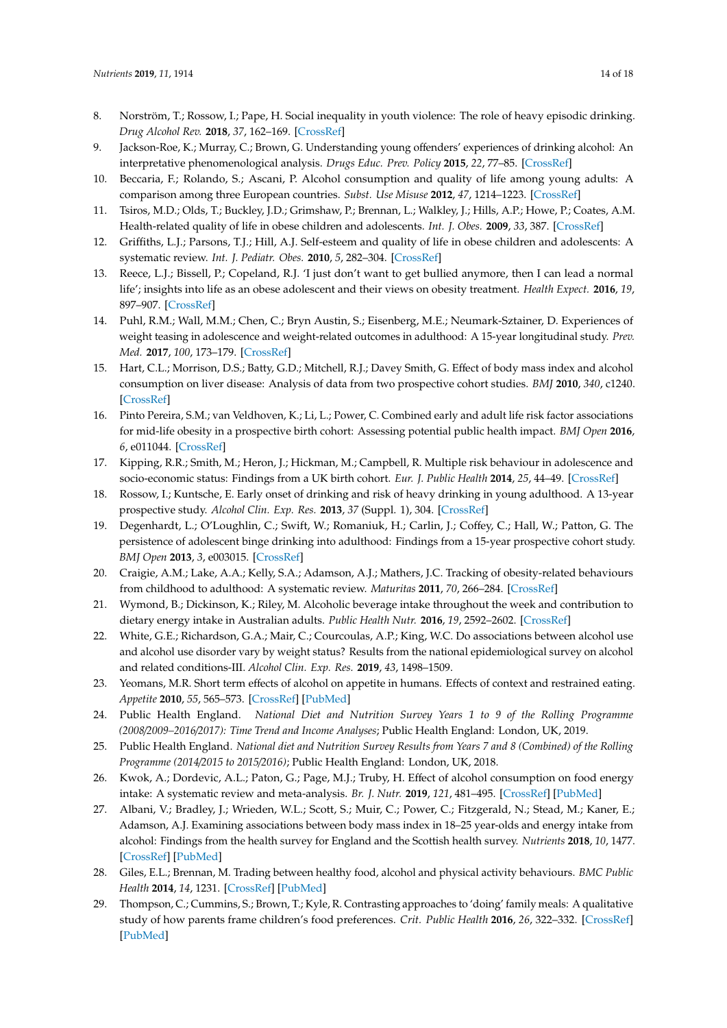8. Norström, T.; Rossow, I.; Pape, H. Social inequality in youth violence: The role of heavy episodic drinking. *Drug Alcohol Rev.* **2018**, *37*, 162–169. [CrossRef]
9. Jackson-Roe, K.; Murray, C.; Brown, G. Understanding young offenders' experiences of drinking alcohol: An interpretative phenomenological analysis. *Drugs Educ. Prev. Policy* **2015**, *22*, 77–85. [CrossRef]
10. Beccaria, F.; Rolando, S.; Ascani, P. Alcohol consumption and quality of life among young adults: A comparison among three European countries. *Subst. Use Misuse* **2012**, *47*, 1214–1223. [CrossRef]
11. Tsiros, M.D.; Olds, T.; Buckley, J.D.; Grimshaw, P.; Brennan, L.; Walkley, J.; Hills, A.P.; Howe, P.; Coates, A.M. Health-related quality of life in obese children and adolescents. *Int. J. Obes.* **2009**, *33*, 387. [CrossRef]
12. Griffiths, L.J.; Parsons, T.J.; Hill, A.J. Self-esteem and quality of life in obese children and adolescents: A systematic review. *Int. J. Pediatr. Obes.* **2010**, *5*, 282–304. [CrossRef]
13. Reece, L.J.; Bissell, P.; Copeland, R.J. 'I just don't want to get bullied anymore, then I can lead a normal life'; insights into life as an obese adolescent and their views on obesity treatment. *Health Expect.* **2016**, *19*, 897–907. [CrossRef]
14. Puhl, R.M.; Wall, M.M.; Chen, C.; Bryn Austin, S.; Eisenberg, M.E.; Neumark-Sztainer, D. Experiences of weight teasing in adolescence and weight-related outcomes in adulthood: A 15-year longitudinal study. *Prev. Med.* **2017**, *100*, 173–179. [CrossRef]
15. Hart, C.L.; Morrison, D.S.; Batty, G.D.; Mitchell, R.J.; Davey Smith, G. Effect of body mass index and alcohol consumption on liver disease: Analysis of data from two prospective cohort studies. *BMJ* **2010**, *340*, c1240. [CrossRef]
16. Pinto Pereira, S.M.; van Veldhoven, K.; Li, L.; Power, C. Combined early and adult life risk factor associations for mid-life obesity in a prospective birth cohort: Assessing potential public health impact. *BMJ Open* **2016**, *6*, e011044. [CrossRef]
17. Kipping, R.R.; Smith, M.; Heron, J.; Hickman, M.; Campbell, R. Multiple risk behaviour in adolescence and socio-economic status: Findings from a UK birth cohort. *Eur. J. Public Health* **2014**, *25*, 44–49. [CrossRef]
18. Rossow, I.; Kuntsche, E. Early onset of drinking and risk of heavy drinking in young adulthood. A 13-year prospective study. *Alcohol Clin. Exp. Res.* **2013**, *37* (Suppl. 1), 304. [CrossRef]
19. Degenhardt, L.; O'Loughlin, C.; Swift, W.; Romaniuk, H.; Carlin, J.; Coffey, C.; Hall, W.; Patton, G. The persistence of adolescent binge drinking into adulthood: Findings from a 15-year prospective cohort study. *BMJ Open* **2013**, *3*, e003015. [CrossRef]
20. Craigie, A.M.; Lake, A.A.; Kelly, S.A.; Adamson, A.J.; Mathers, J.C. Tracking of obesity-related behaviours from childhood to adulthood: A systematic review. *Maturitas* **2011**, *70*, 266–284. [CrossRef]
21. Wymond, B.; Dickinson, K.; Riley, M. Alcoholic beverage intake throughout the week and contribution to dietary energy intake in Australian adults. *Public Health Nutr.* **2016**, *19*, 2592–2602. [CrossRef]
22. White, G.E.; Richardson, G.A.; Mair, C.; Courcoulas, A.P.; King, W.C. Do associations between alcohol use and alcohol use disorder vary by weight status? Results from the national epidemiological survey on alcohol and related conditions-III. *Alcohol Clin. Exp. Res.* **2019**, *43*, 1498–1509.
23. Yeomans, M.R. Short term effects of alcohol on appetite in humans. Effects of context and restrained eating. *Appetite* **2010**, *55*, 565–573. [CrossRef] [PubMed]
24. Public Health England. *National Diet and Nutrition Survey Years 1 to 9 of the Rolling Programme (2008/2009–2016/2017): Time Trend and Income Analyses*; Public Health England: London, UK, 2019.
25. Public Health England. *National diet and Nutrition Survey Results from Years 7 and 8 (Combined) of the Rolling Programme (2014/2015 to 2015/2016)*; Public Health England: London, UK, 2018.
26. Kwok, A.; Dordevic, A.L.; Paton, G.; Page, M.J.; Truby, H. Effect of alcohol consumption on food energy intake: A systematic review and meta-analysis. *Br. J. Nutr.* **2019**, *121*, 481–495. [CrossRef] [PubMed]
27. Albani, V.; Bradley, J.; Wrieden, W.L.; Scott, S.; Muir, C.; Power, C.; Fitzgerald, N.; Stead, M.; Kaner, E.; Adamson, A.J. Examining associations between body mass index in 18–25 year-olds and energy intake from alcohol: Findings from the health survey for England and the Scottish health survey. *Nutrients* **2018**, *10*, 1477. [CrossRef] [PubMed]
28. Giles, E.L.; Brennan, M. Trading between healthy food, alcohol and physical activity behaviours. *BMC Public Health* **2014**, *14*, 1231. [CrossRef] [PubMed]
29. Thompson, C.; Cummins, S.; Brown, T.; Kyle, R. Contrasting approaches to 'doing' family meals: A qualitative study of how parents frame children's food preferences. *Crit. Public Health* **2016**, *26*, 322–332. [CrossRef] [PubMed]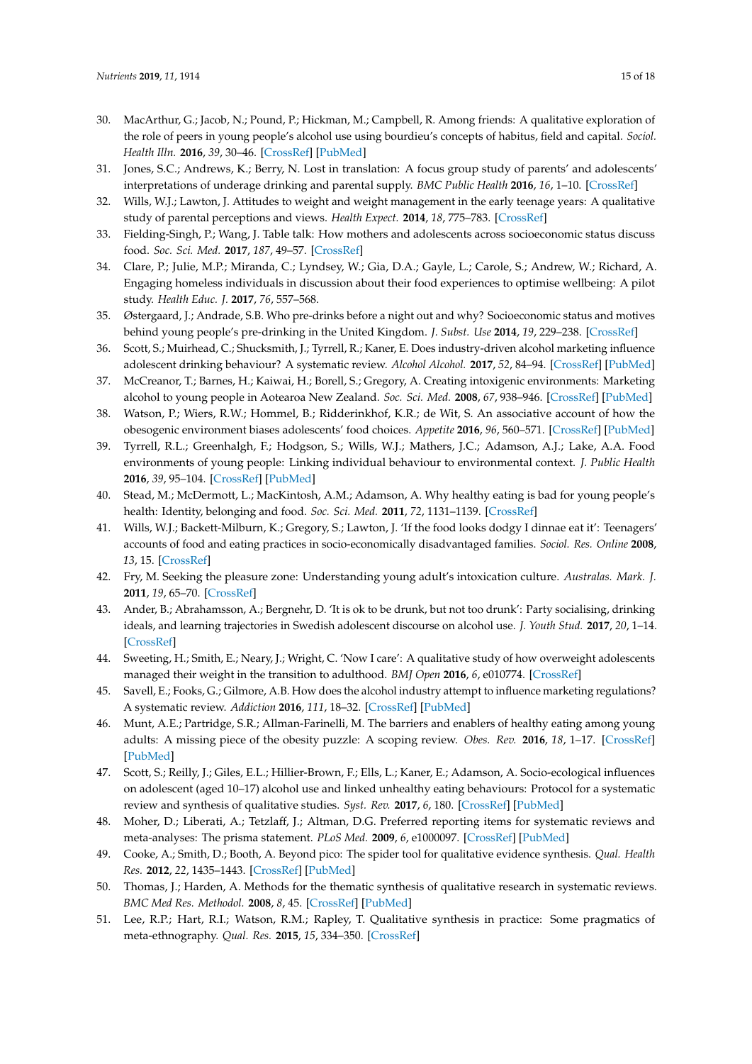30. MacArthur, G.; Jacob, N.; Pound, P.; Hickman, M.; Campbell, R. Among friends: A qualitative exploration of the role of peers in young people's alcohol use using bourdieu's concepts of habitus, field and capital. *Sociol. Health Illn.* **2016**, *39*, 30–46. [CrossRef] [PubMed]
31. Jones, S.C.; Andrews, K.; Berry, N. Lost in translation: A focus group study of parents' and adolescents' interpretations of underage drinking and parental supply. *BMC Public Health* **2016**, *16*, 1–10. [CrossRef]
32. Wills, W.J.; Lawton, J. Attitudes to weight and weight management in the early teenage years: A qualitative study of parental perceptions and views. *Health Expect.* **2014**, *18*, 775–783. [CrossRef]
33. Fielding-Singh, P.; Wang, J. Table talk: How mothers and adolescents across socioeconomic status discuss food. *Soc. Sci. Med.* **2017**, *187*, 49–57. [CrossRef]
34. Clare, P.; Julie, M.P.; Miranda, C.; Lyndsey, W.; Gia, D.A.; Gayle, L.; Carole, S.; Andrew, W.; Richard, A. Engaging homeless individuals in discussion about their food experiences to optimise wellbeing: A pilot study. *Health Educ. J.* **2017**, *76*, 557–568.
35. Østergaard, J.; Andrade, S.B. Who pre-drinks before a night out and why? Socioeconomic status and motives behind young people's pre-drinking in the United Kingdom. *J. Subst. Use* **2014**, *19*, 229–238. [CrossRef]
36. Scott, S.; Muirhead, C.; Shucksmith, J.; Tyrrell, R.; Kaner, E. Does industry-driven alcohol marketing influence adolescent drinking behaviour? A systematic review. *Alcohol Alcohol.* **2017**, *52*, 84–94. [CrossRef] [PubMed]
37. McCreanor, T.; Barnes, H.; Kaiwai, H.; Borell, S.; Gregory, A. Creating intoxigenic environments: Marketing alcohol to young people in Aotearoa New Zealand. *Soc. Sci. Med.* **2008**, *67*, 938–946. [CrossRef] [PubMed]
38. Watson, P.; Wiers, R.W.; Hommel, B.; Ridderinkhof, K.R.; de Wit, S. An associative account of how the obesogenic environment biases adolescents' food choices. *Appetite* **2016**, *96*, 560–571. [CrossRef] [PubMed]
39. Tyrrell, R.L.; Greenhalgh, F.; Hodgson, S.; Wills, W.J.; Mathers, J.C.; Adamson, A.J.; Lake, A.A. Food environments of young people: Linking individual behaviour to environmental context. *J. Public Health* **2016**, *39*, 95–104. [CrossRef] [PubMed]
40. Stead, M.; McDermott, L.; MacKintosh, A.M.; Adamson, A. Why healthy eating is bad for young people's health: Identity, belonging and food. *Soc. Sci. Med.* **2011**, *72*, 1131–1139. [CrossRef]
41. Wills, W.J.; Backett-Milburn, K.; Gregory, S.; Lawton, J. 'If the food looks dodgy I dinnae eat it': Teenagers' accounts of food and eating practices in socio-economically disadvantaged families. *Sociol. Res. Online* **2008**, *13*, 15. [CrossRef]
42. Fry, M. Seeking the pleasure zone: Understanding young adult's intoxication culture. *Australas. Mark. J.* **2011**, *19*, 65–70. [CrossRef]
43. Ander, B.; Abrahamsson, A.; Bergnehr, D. 'It is ok to be drunk, but not too drunk': Party socialising, drinking ideals, and learning trajectories in Swedish adolescent discourse on alcohol use. *J. Youth Stud.* **2017**, *20*, 1–14. [CrossRef]
44. Sweeting, H.; Smith, E.; Neary, J.; Wright, C. 'Now I care': A qualitative study of how overweight adolescents managed their weight in the transition to adulthood. *BMJ Open* **2016**, *6*, e010774. [CrossRef]
45. Savell, E.; Fooks, G.; Gilmore, A.B. How does the alcohol industry attempt to influence marketing regulations? A systematic review. *Addiction* **2016**, *111*, 18–32. [CrossRef] [PubMed]
46. Munt, A.E.; Partridge, S.R.; Allman-Farinelli, M. The barriers and enablers of healthy eating among young adults: A missing piece of the obesity puzzle: A scoping review. *Obes. Rev.* **2016**, *18*, 1–17. [CrossRef] [PubMed]
47. Scott, S.; Reilly, J.; Giles, E.L.; Hillier-Brown, F.; Ells, L.; Kaner, E.; Adamson, A. Socio-ecological influences on adolescent (aged 10–17) alcohol use and linked unhealthy eating behaviours: Protocol for a systematic review and synthesis of qualitative studies. *Syst. Rev.* **2017**, *6*, 180. [CrossRef] [PubMed]
48. Moher, D.; Liberati, A.; Tetzlaff, J.; Altman, D.G. Preferred reporting items for systematic reviews and meta-analyses: The prisma statement. *PLoS Med.* **2009**, *6*, e1000097. [CrossRef] [PubMed]
49. Cooke, A.; Smith, D.; Booth, A. Beyond pico: The spider tool for qualitative evidence synthesis. *Qual. Health Res.* **2012**, *22*, 1435–1443. [CrossRef] [PubMed]
50. Thomas, J.; Harden, A. Methods for the thematic synthesis of qualitative research in systematic reviews. *BMC Med Res. Methodol.* **2008**, *8*, 45. [CrossRef] [PubMed]
51. Lee, R.P.; Hart, R.I.; Watson, R.M.; Rapley, T. Qualitative synthesis in practice: Some pragmatics of meta-ethnography. *Qual. Res.* **2015**, *15*, 334–350. [CrossRef]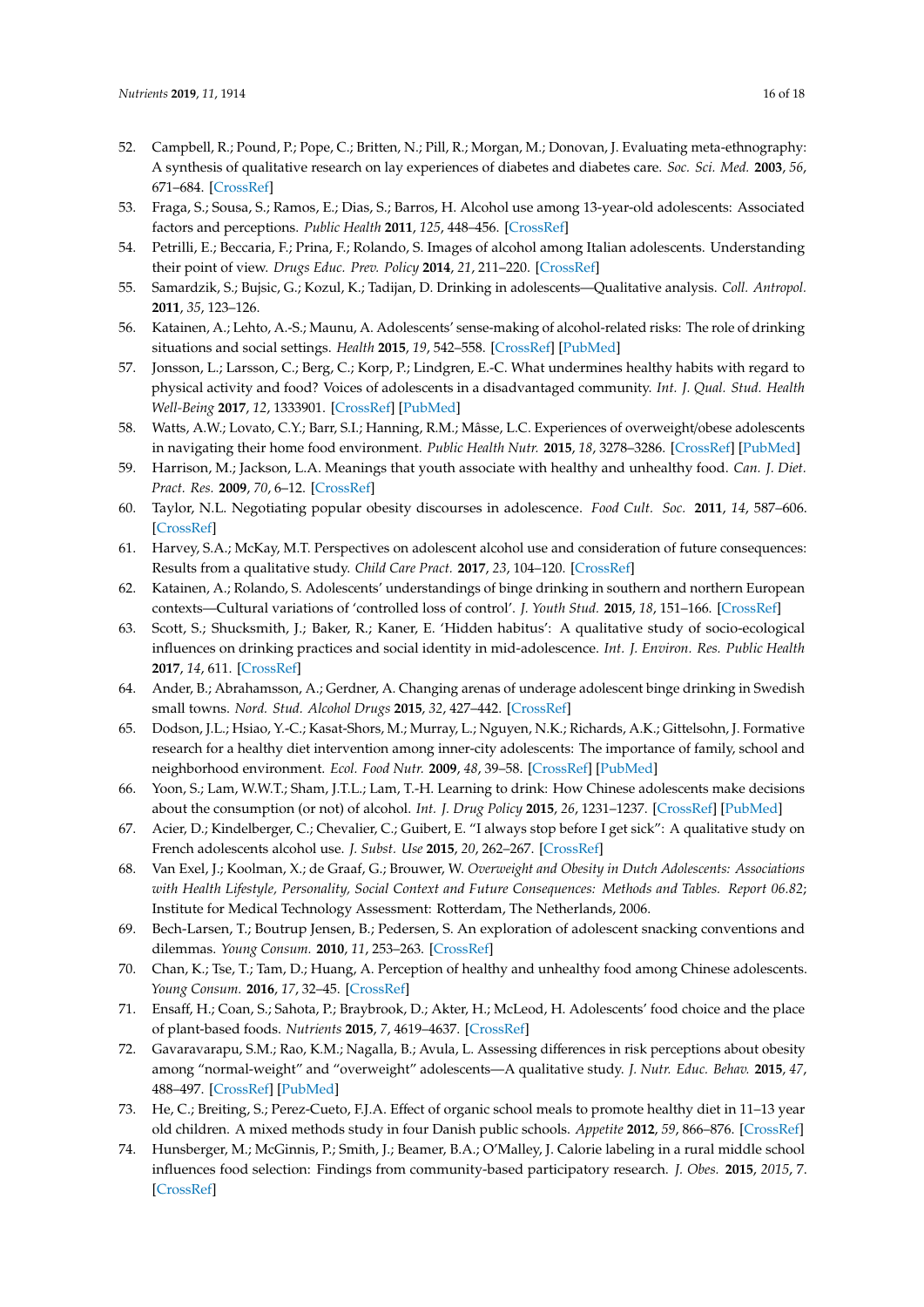52. Campbell, R.; Pound, P.; Pope, C.; Britten, N.; Pill, R.; Morgan, M.; Donovan, J. Evaluating meta-ethnography: A synthesis of qualitative research on lay experiences of diabetes and diabetes care. *Soc. Sci. Med.* **2003**, *56*, 671–684. [CrossRef]
53. Fraga, S.; Sousa, S.; Ramos, E.; Dias, S.; Barros, H. Alcohol use among 13-year-old adolescents: Associated factors and perceptions. *Public Health* **2011**, *125*, 448–456. [CrossRef]
54. Petrilli, E.; Beccaria, F.; Prina, F.; Rolando, S. Images of alcohol among Italian adolescents. Understanding their point of view. *Drugs Educ. Prev. Policy* **2014**, *21*, 211–220. [CrossRef]
55. Samardzik, S.; Bujsic, G.; Kozul, K.; Tadijan, D. Drinking in adolescents—Qualitative analysis. *Coll. Antropol.* **2011**, *35*, 123–126.
56. Katainen, A.; Lehto, A.-S.; Maunu, A. Adolescents' sense-making of alcohol-related risks: The role of drinking situations and social settings. *Health* **2015**, *19*, 542–558. [CrossRef] [PubMed]
57. Jonsson, L.; Larsson, C.; Berg, C.; Korp, P.; Lindgren, E.-C. What undermines healthy habits with regard to physical activity and food? Voices of adolescents in a disadvantaged community. *Int. J. Qual. Stud. Health Well-Being* **2017**, *12*, 1333901. [CrossRef] [PubMed]
58. Watts, A.W.; Lovato, C.Y.; Barr, S.I.; Hanning, R.M.; Mâsse, L.C. Experiences of overweight/obese adolescents in navigating their home food environment. *Public Health Nutr.* **2015**, *18*, 3278–3286. [CrossRef] [PubMed]
59. Harrison, M.; Jackson, L.A. Meanings that youth associate with healthy and unhealthy food. *Can. J. Diet. Pract. Res.* **2009**, *70*, 6–12. [CrossRef]
60. Taylor, N.L. Negotiating popular obesity discourses in adolescence. *Food Cult. Soc.* **2011**, *14*, 587–606. [CrossRef]
61. Harvey, S.A.; McKay, M.T. Perspectives on adolescent alcohol use and consideration of future consequences: Results from a qualitative study. *Child Care Pract.* **2017**, *23*, 104–120. [CrossRef]
62. Katainen, A.; Rolando, S. Adolescents' understandings of binge drinking in southern and northern European contexts—Cultural variations of 'controlled loss of control'. *J. Youth Stud.* **2015**, *18*, 151–166. [CrossRef]
63. Scott, S.; Shucksmith, J.; Baker, R.; Kaner, E. 'Hidden habitus': A qualitative study of socio-ecological influences on drinking practices and social identity in mid-adolescence. *Int. J. Environ. Res. Public Health* **2017**, *14*, 611. [CrossRef]
64. Ander, B.; Abrahamsson, A.; Gerdner, A. Changing arenas of underage adolescent binge drinking in Swedish small towns. *Nord. Stud. Alcohol Drugs* **2015**, *32*, 427–442. [CrossRef]
65. Dodson, J.L.; Hsiao, Y.-C.; Kasat-Shors, M.; Murray, L.; Nguyen, N.K.; Richards, A.K.; Gittelsohn, J. Formative research for a healthy diet intervention among inner-city adolescents: The importance of family, school and neighborhood environment. *Ecol. Food Nutr.* **2009**, *48*, 39–58. [CrossRef] [PubMed]
66. Yoon, S.; Lam, W.W.T.; Sham, J.T.L.; Lam, T.-H. Learning to drink: How Chinese adolescents make decisions about the consumption (or not) of alcohol. *Int. J. Drug Policy* **2015**, *26*, 1231–1237. [CrossRef] [PubMed]
67. Acier, D.; Kindelberger, C.; Chevalier, C.; Guibert, E. "I always stop before I get sick": A qualitative study on French adolescents alcohol use. *J. Subst. Use* **2015**, *20*, 262–267. [CrossRef]
68. Van Exel, J.; Koolman, X.; de Graaf, G.; Brouwer, W. *Overweight and Obesity in Dutch Adolescents: Associations with Health Lifestyle, Personality, Social Context and Future Consequences: Methods and Tables. Report 06.82*; Institute for Medical Technology Assessment: Rotterdam, The Netherlands, 2006.
69. Bech-Larsen, T.; Boutrup Jensen, B.; Pedersen, S. An exploration of adolescent snacking conventions and dilemmas. *Young Consum.* **2010**, *11*, 253–263. [CrossRef]
70. Chan, K.; Tse, T.; Tam, D.; Huang, A. Perception of healthy and unhealthy food among Chinese adolescents. *Young Consum.* **2016**, *17*, 32–45. [CrossRef]
71. Ensaff, H.; Coan, S.; Sahota, P.; Braybrook, D.; Akter, H.; McLeod, H. Adolescents' food choice and the place of plant-based foods. *Nutrients* **2015**, *7*, 4619–4637. [CrossRef]
72. Gavaravarapu, S.M.; Rao, K.M.; Nagalla, B.; Avula, L. Assessing differences in risk perceptions about obesity among "normal-weight" and "overweight" adolescents—A qualitative study. *J. Nutr. Educ. Behav.* **2015**, *47*, 488–497. [CrossRef] [PubMed]
73. He, C.; Breiting, S.; Perez-Cueto, F.J.A. Effect of organic school meals to promote healthy diet in 11–13 year old children. A mixed methods study in four Danish public schools. *Appetite* **2012**, *59*, 866–876. [CrossRef]
74. Hunsberger, M.; McGinnis, P.; Smith, J.; Beamer, B.A.; O'Malley, J. Calorie labeling in a rural middle school influences food selection: Findings from community-based participatory research. *J. Obes.* **2015**, *2015*, 7. [CrossRef]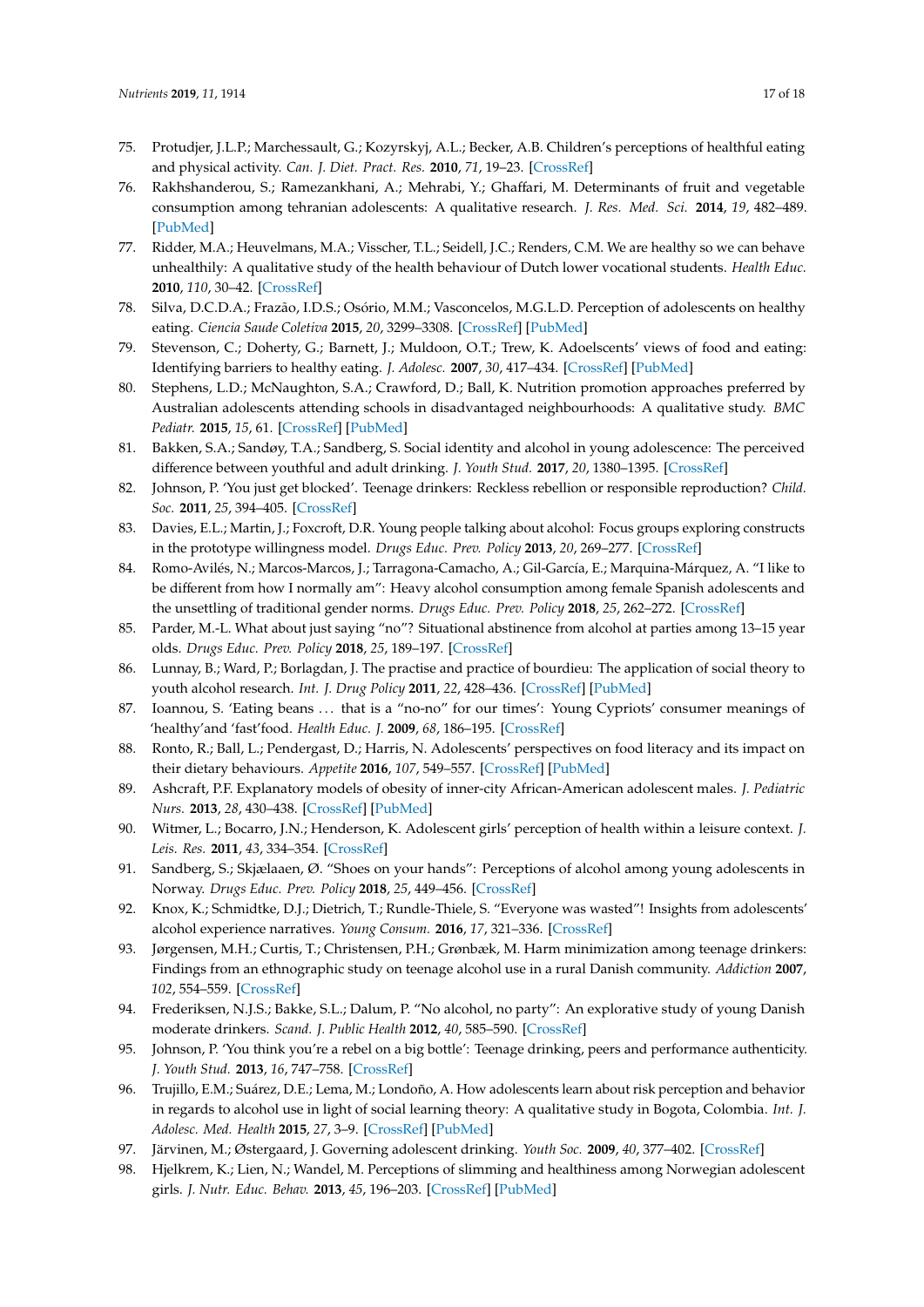75. Protudjer, J.L.P.; Marchessault, G.; Kozyrskyj, A.L.; Becker, A.B. Children's perceptions of healthful eating and physical activity. *Can. J. Diet. Pract. Res.* **2010**, *71*, 19–23. [CrossRef]
76. Rakhshanderou, S.; Ramezankhani, A.; Mehrabi, Y.; Ghaffari, M. Determinants of fruit and vegetable consumption among tehranian adolescents: A qualitative research. *J. Res. Med. Sci.* **2014**, *19*, 482–489. [PubMed]
77. Ridder, M.A.; Heuvelmans, M.A.; Visscher, T.L.; Seidell, J.C.; Renders, C.M. We are healthy so we can behave unhealthily: A qualitative study of the health behaviour of Dutch lower vocational students. *Health Educ.* **2010**, *110*, 30–42. [CrossRef]
78. Silva, D.C.D.A.; Frazão, I.D.S.; Osório, M.M.; Vasconcelos, M.G.L.D. Perception of adolescents on healthy eating. *Ciencia Saude Coletiva* **2015**, *20*, 3299–3308. [CrossRef] [PubMed]
79. Stevenson, C.; Doherty, G.; Barnett, J.; Muldoon, O.T.; Trew, K. Adoelscents' views of food and eating: Identifying barriers to healthy eating. *J. Adolesc.* **2007**, *30*, 417–434. [CrossRef] [PubMed]
80. Stephens, L.D.; McNaughton, S.A.; Crawford, D.; Ball, K. Nutrition promotion approaches preferred by Australian adolescents attending schools in disadvantaged neighbourhoods: A qualitative study. *BMC Pediatr.* **2015**, *15*, 61. [CrossRef] [PubMed]
81. Bakken, S.A.; Sandøy, T.A.; Sandberg, S. Social identity and alcohol in young adolescence: The perceived difference between youthful and adult drinking. *J. Youth Stud.* **2017**, *20*, 1380–1395. [CrossRef]
82. Johnson, P. 'You just get blocked'. Teenage drinkers: Reckless rebellion or responsible reproduction? *Child. Soc.* **2011**, *25*, 394–405. [CrossRef]
83. Davies, E.L.; Martin, J.; Foxcroft, D.R. Young people talking about alcohol: Focus groups exploring constructs in the prototype willingness model. *Drugs Educ. Prev. Policy* **2013**, *20*, 269–277. [CrossRef]
84. Romo-Avilés, N.; Marcos-Marcos, J.; Tarragona-Camacho, A.; Gil-García, E.; Marquina-Márquez, A. "I like to be different from how I normally am": Heavy alcohol consumption among female Spanish adolescents and the unsettling of traditional gender norms. *Drugs Educ. Prev. Policy* **2018**, *25*, 262–272. [CrossRef]
85. Parder, M.-L. What about just saying "no"? Situational abstinence from alcohol at parties among 13–15 year olds. *Drugs Educ. Prev. Policy* **2018**, *25*, 189–197. [CrossRef]
86. Lunnay, B.; Ward, P.; Borlagdan, J. The practise and practice of bourdieu: The application of social theory to youth alcohol research. *Int. J. Drug Policy* **2011**, *22*, 428–436. [CrossRef] [PubMed]
87. Ioannou, S. 'Eating beans ... that is a "no-no" for our times': Young Cypriots' consumer meanings of 'healthy'and 'fast'food. *Health Educ. J.* **2009**, *68*, 186–195. [CrossRef]
88. Ronto, R.; Ball, L.; Pendergast, D.; Harris, N. Adolescents' perspectives on food literacy and its impact on their dietary behaviours. *Appetite* **2016**, *107*, 549–557. [CrossRef] [PubMed]
89. Ashcraft, P.F. Explanatory models of obesity of inner-city African-American adolescent males. *J. Pediatric Nurs.* **2013**, *28*, 430–438. [CrossRef] [PubMed]
90. Witmer, L.; Bocarro, J.N.; Henderson, K. Adolescent girls' perception of health within a leisure context. *J. Leis. Res.* **2011**, *43*, 334–354. [CrossRef]
91. Sandberg, S.; Skjælaaen, Ø. "Shoes on your hands": Perceptions of alcohol among young adolescents in Norway. *Drugs Educ. Prev. Policy* **2018**, *25*, 449–456. [CrossRef]
92. Knox, K.; Schmidtke, D.J.; Dietrich, T.; Rundle-Thiele, S. "Everyone was wasted"! Insights from adolescents' alcohol experience narratives. *Young Consum.* **2016**, *17*, 321–336. [CrossRef]
93. Jørgensen, M.H.; Curtis, T.; Christensen, P.H.; Grønbæk, M. Harm minimization among teenage drinkers: Findings from an ethnographic study on teenage alcohol use in a rural Danish community. *Addiction* **2007**, *102*, 554–559. [CrossRef]
94. Frederiksen, N.J.S.; Bakke, S.L.; Dalum, P. "No alcohol, no party": An explorative study of young Danish moderate drinkers. *Scand. J. Public Health* **2012**, *40*, 585–590. [CrossRef]
95. Johnson, P. 'You think you're a rebel on a big bottle': Teenage drinking, peers and performance authenticity. *J. Youth Stud.* **2013**, *16*, 747–758. [CrossRef]
96. Trujillo, E.M.; Suárez, D.E.; Lema, M.; Londoño, A. How adolescents learn about risk perception and behavior in regards to alcohol use in light of social learning theory: A qualitative study in Bogota, Colombia. *Int. J. Adolesc. Med. Health* **2015**, *27*, 3–9. [CrossRef] [PubMed]
97. Järvinen, M.; Østergaard, J. Governing adolescent drinking. *Youth Soc.* **2009**, *40*, 377–402. [CrossRef]
98. Hjelkrem, K.; Lien, N.; Wandel, M. Perceptions of slimming and healthiness among Norwegian adolescent girls. *J. Nutr. Educ. Behav.* **2013**, *45*, 196–203. [CrossRef] [PubMed]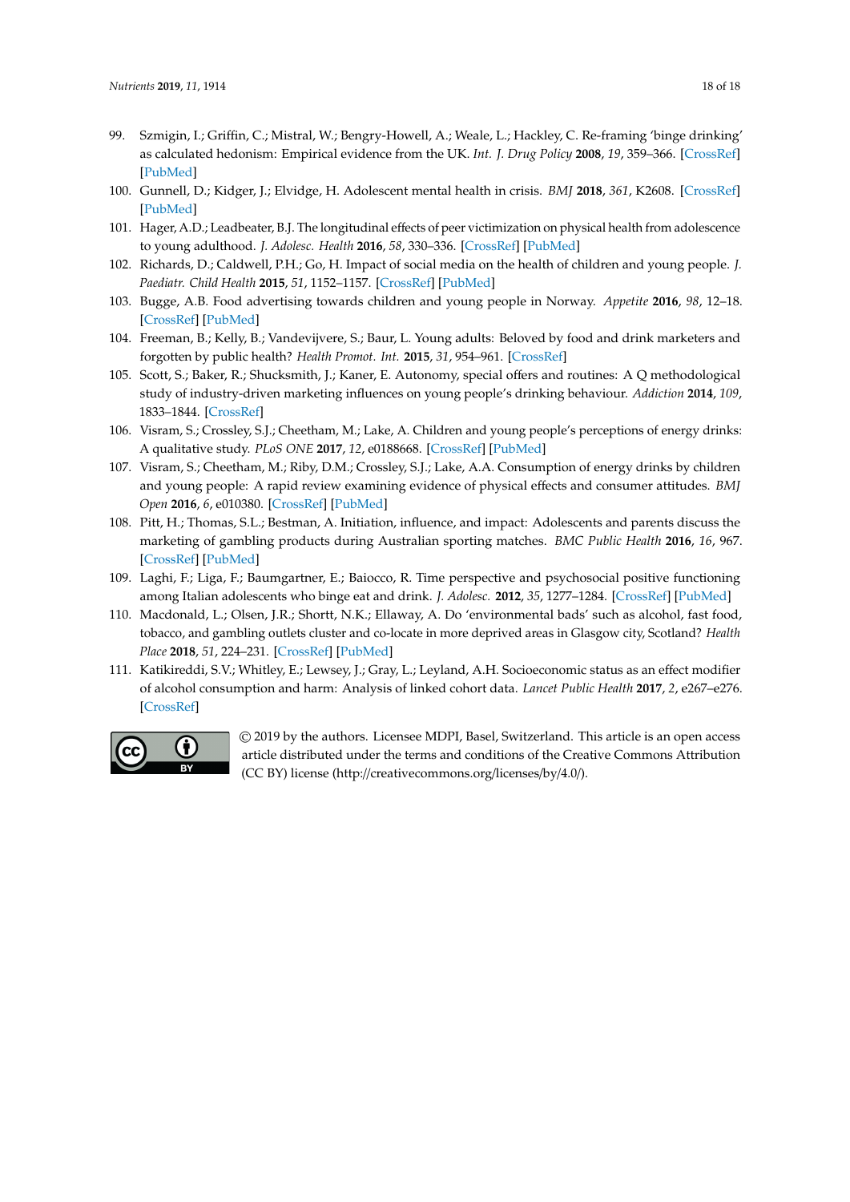99. Szmigin, I.; Griffin, C.; Mistral, W.; Bengry-Howell, A.; Weale, L.; Hackley, C. Re-framing 'binge drinking' as calculated hedonism: Empirical evidence from the UK. *Int. J. Drug Policy* **2008**, *19*, 359–366. [CrossRef] [PubMed]
100. Gunnell, D.; Kidger, J.; Elvidge, H. Adolescent mental health in crisis. *BMJ* **2018**, *361*, K2608. [CrossRef] [PubMed]
101. Hager, A.D.; Leadbeater, B.J. The longitudinal effects of peer victimization on physical health from adolescence to young adulthood. *J. Adolesc. Health* **2016**, *58*, 330–336. [CrossRef] [PubMed]
102. Richards, D.; Caldwell, P.H.; Go, H. Impact of social media on the health of children and young people. *J. Paediatr. Child Health* **2015**, *51*, 1152–1157. [CrossRef] [PubMed]
103. Bugge, A.B. Food advertising towards children and young people in Norway. *Appetite* **2016**, *98*, 12–18. [CrossRef] [PubMed]
104. Freeman, B.; Kelly, B.; Vandevijvere, S.; Baur, L. Young adults: Beloved by food and drink marketers and forgotten by public health? *Health Promot. Int.* **2015**, *31*, 954–961. [CrossRef]
105. Scott, S.; Baker, R.; Shucksmith, J.; Kaner, E. Autonomy, special offers and routines: A Q methodological study of industry-driven marketing influences on young people's drinking behaviour. *Addiction* **2014**, *109*, 1833–1844. [CrossRef]
106. Visram, S.; Crossley, S.J.; Cheetham, M.; Lake, A. Children and young people's perceptions of energy drinks: A qualitative study. *PLoS ONE* **2017**, *12*, e0188668. [CrossRef] [PubMed]
107. Visram, S.; Cheetham, M.; Riby, D.M.; Crossley, S.J.; Lake, A.A. Consumption of energy drinks by children and young people: A rapid review examining evidence of physical effects and consumer attitudes. *BMJ Open* **2016**, *6*, e010380. [CrossRef] [PubMed]
108. Pitt, H.; Thomas, S.L.; Bestman, A. Initiation, influence, and impact: Adolescents and parents discuss the marketing of gambling products during Australian sporting matches. *BMC Public Health* **2016**, *16*, 967. [CrossRef] [PubMed]
109. Laghi, F.; Liga, F.; Baumgartner, E.; Baiocco, R. Time perspective and psychosocial positive functioning among Italian adolescents who binge eat and drink. *J. Adolesc.* **2012**, *35*, 1277–1284. [CrossRef] [PubMed]
110. Macdonald, L.; Olsen, J.R.; Shortt, N.K.; Ellaway, A. Do 'environmental bads' such as alcohol, fast food, tobacco, and gambling outlets cluster and co-locate in more deprived areas in Glasgow city, Scotland? *Health Place* **2018**, *51*, 224–231. [CrossRef] [PubMed]
111. Katikireddi, S.V.; Whitley, E.; Lewsey, J.; Gray, L.; Leyland, A.H. Socioeconomic status as an effect modifier of alcohol consumption and harm: Analysis of linked cohort data. *Lancet Public Health* **2017**, *2*, e267–e276. [CrossRef]

© 2019 by the authors. Licensee MDPI, Basel, Switzerland. This article is an open access article distributed under the terms and conditions of the Creative Commons Attribution (CC BY) license (http://creativecommons.org/licenses/by/4.0/).